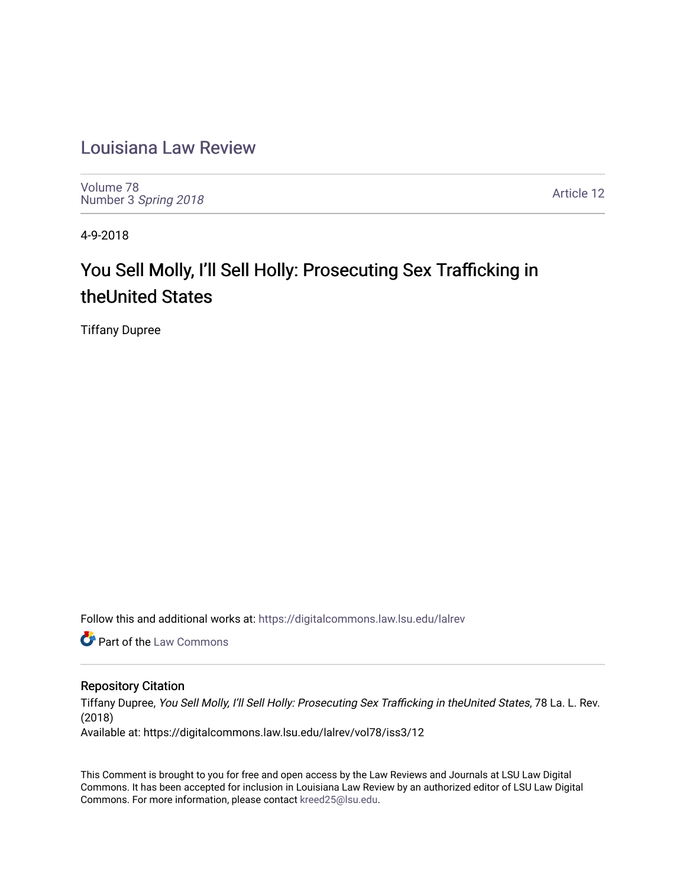# Louisiana Law Review

Volume 78
Number 3 *Spring 2018*

Article 12

4-9-2018

## You Sell Molly, I'll Sell Holly: Prosecuting Sex Trafficking in theUnited States

Tiffany Dupree

Follow this and additional works at: https://digitalcommons.law.lsu.edu/lalrev

Part of the Law Commons

### Repository Citation

Tiffany Dupree, *You Sell Molly, I'll Sell Holly: Prosecuting Sex Trafficking in theUnited States*, 78 La. L. Rev. (2018)
Available at: https://digitalcommons.law.lsu.edu/lalrev/vol78/iss3/12

This Comment is brought to you for free and open access by the Law Reviews and Journals at LSU Law Digital Commons. It has been accepted for inclusion in Louisiana Law Review by an authorized editor of LSU Law Digital Commons. For more information, please contact kreed25@lsu.edu.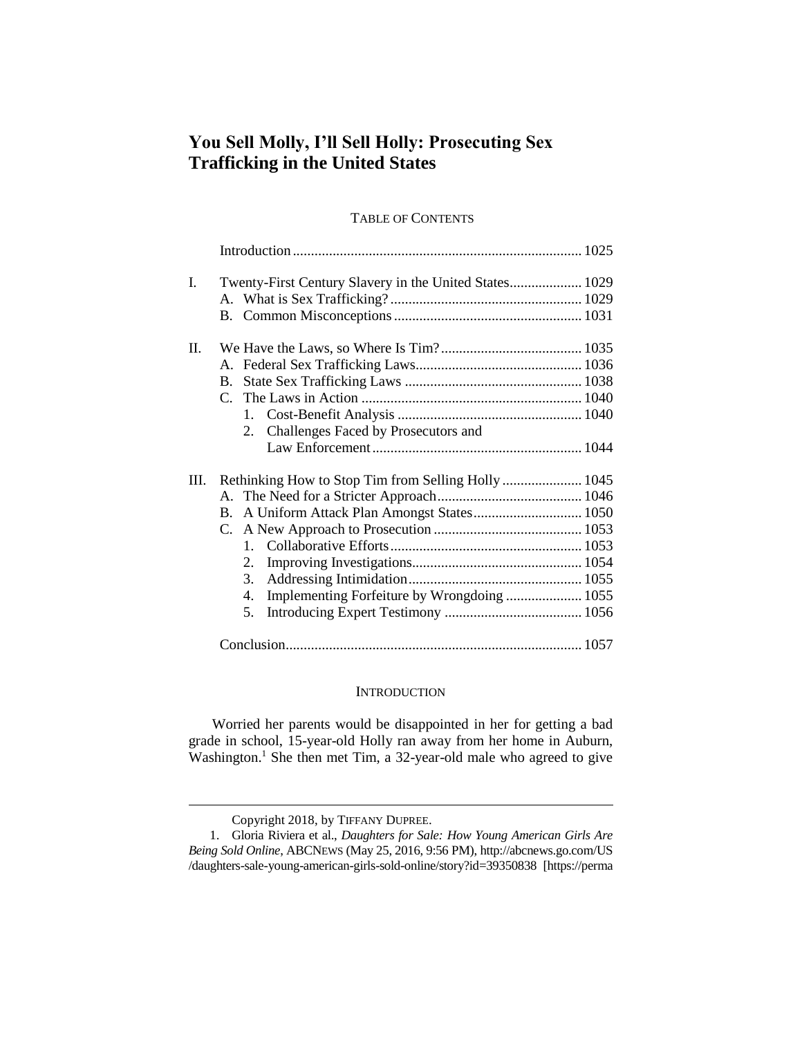# You Sell Molly, I'll Sell Holly: Prosecuting Sex Trafficking in the United States

TABLE OF CONTENTS

| | | |
|---|---|---|
| | Introduction | 1025 |
| I. | Twenty-First Century Slavery in the United States | 1029 |
| | A. What is Sex Trafficking? | 1029 |
| | B. Common Misconceptions | 1031 |
| II. | We Have the Laws, so Where Is Tim? | 1035 |
| | A. Federal Sex Trafficking Laws | 1036 |
| | B. State Sex Trafficking Laws | 1038 |
| | C. The Laws in Action | 1040 |
| | 1. Cost-Benefit Analysis | 1040 |
| | 2. Challenges Faced by Prosecutors and Law Enforcement | 1044 |
| III. | Rethinking How to Stop Tim from Selling Holly | 1045 |
| | A. The Need for a Stricter Approach | 1046 |
| | B. A Uniform Attack Plan Amongst States | 1050 |
| | C. A New Approach to Prosecution | 1053 |
| | 1. Collaborative Efforts | 1053 |
| | 2. Improving Investigations | 1054 |
| | 3. Addressing Intimidation | 1055 |
| | 4. Implementing Forfeiture by Wrongdoing | 1055 |
| | 5. Introducing Expert Testimony | 1056 |
| | Conclusion | 1057 |

## INTRODUCTION

Worried her parents would be disappointed in her for getting a bad grade in school, 15-year-old Holly ran away from her home in Auburn, Washington.[1] She then met Tim, a 32-year-old male who agreed to give

---

Copyright 2018, by TIFFANY DUPREE.

1. Gloria Riviera et al., *Daughters for Sale: How Young American Girls Are Being Sold Online*, ABCNEWS (May 25, 2016, 9:56 PM), http://abcnews.go.com/US/daughters-sale-young-american-girls-sold-online/story?id=39350838 [https://perma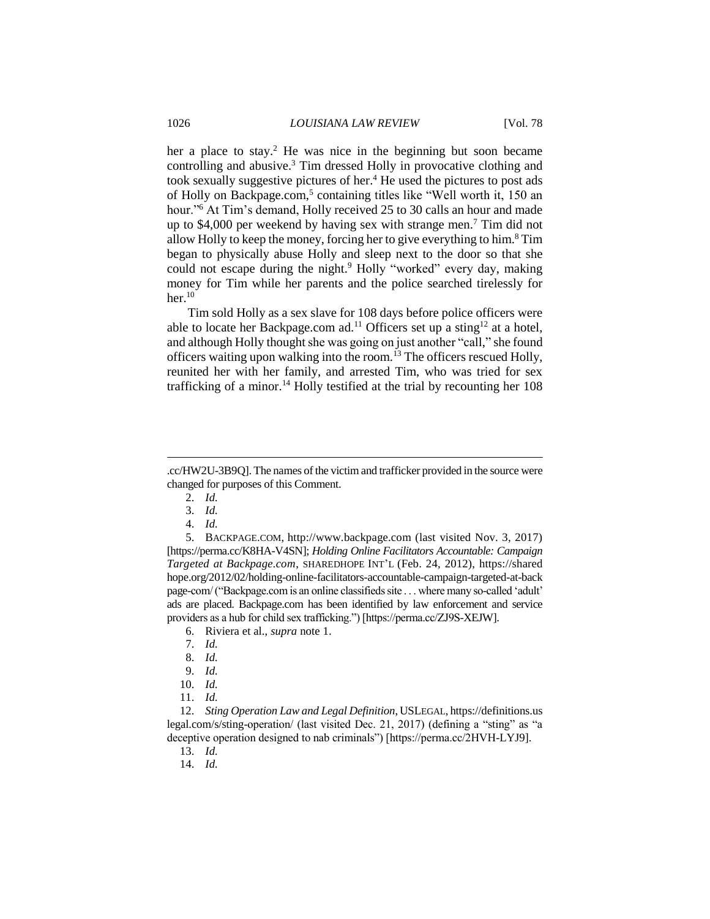her a place to stay.[2] He was nice in the beginning but soon became controlling and abusive.[3] Tim dressed Holly in provocative clothing and took sexually suggestive pictures of her.[4] He used the pictures to post ads of Holly on Backpage.com,[5] containing titles like "Well worth it, 150 an hour."[6] At Tim's demand, Holly received 25 to 30 calls an hour and made up to $4,000 per weekend by having sex with strange men.[7] Tim did not allow Holly to keep the money, forcing her to give everything to him.[8] Tim began to physically abuse Holly and sleep next to the door so that she could not escape during the night.[9] Holly "worked" every day, making money for Tim while her parents and the police searched tirelessly for her.[10]

Tim sold Holly as a sex slave for 108 days before police officers were able to locate her Backpage.com ad.[11] Officers set up a sting[12] at a hotel, and although Holly thought she was going on just another "call," she found officers waiting upon walking into the room.[13] The officers rescued Holly, reunited her with her family, and arrested Tim, who was tried for sex trafficking of a minor.[14] Holly testified at the trial by recounting her 108

---

.cc/HW2U-3B9Q]. The names of the victim and trafficker provided in the source were changed for purposes of this Comment.

2. *Id.*

3. *Id.*

4. *Id.*

5. BACKPAGE.COM, http://www.backpage.com (last visited Nov. 3, 2017) [https://perma.cc/K8HA-V4SN]; *Holding Online Facilitators Accountable: Campaign Targeted at Backpage.com*, SHAREDHOPE INT'L (Feb. 24, 2012), https://sharedhope.org/2012/02/holding-online-facilitators-accountable-campaign-targeted-at-backpage-com/ ("Backpage.com is an online classifieds site . . . where many so-called 'adult' ads are placed. Backpage.com has been identified by law enforcement and service providers as a hub for child sex trafficking.") [https://perma.cc/ZJ9S-XEJW].

6. Riviera et al., *supra* note 1.

7. *Id.*

8. *Id.*

9. *Id.*

10. *Id.*

11. *Id.*

12. *Sting Operation Law and Legal Definition*, USLEGAL, https://definitions.uslegal.com/s/sting-operation/ (last visited Dec. 21, 2017) (defining a "sting" as "a deceptive operation designed to nab criminals") [https://perma.cc/2HVH-LYJ9].

13. *Id.*

14. *Id.*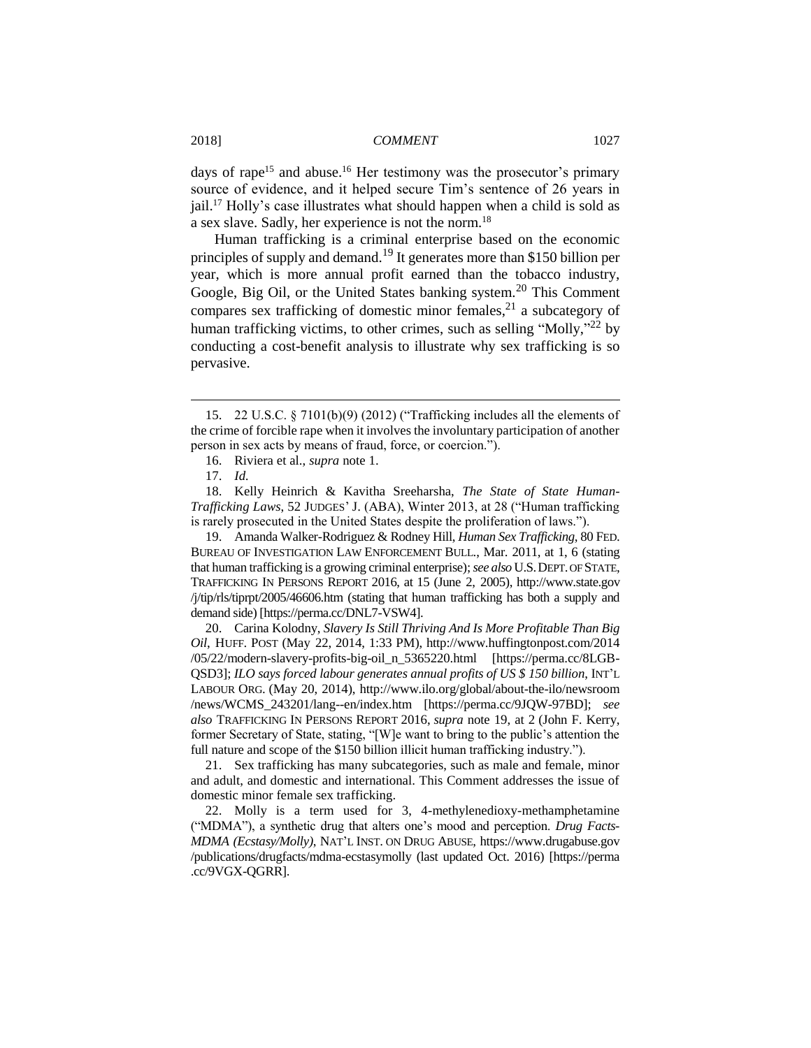days of rape[15] and abuse.[16] Her testimony was the prosecutor's primary source of evidence, and it helped secure Tim's sentence of 26 years in jail.[17] Holly's case illustrates what should happen when a child is sold as a sex slave. Sadly, her experience is not the norm.[18]

Human trafficking is a criminal enterprise based on the economic principles of supply and demand.[19] It generates more than $150 billion per year, which is more annual profit earned than the tobacco industry, Google, Big Oil, or the United States banking system.[20] This Comment compares sex trafficking of domestic minor females,[21] a subcategory of human trafficking victims, to other crimes, such as selling "Molly,"[22] by conducting a cost-benefit analysis to illustrate why sex trafficking is so pervasive.

---

15. 22 U.S.C. § 7101(b)(9) (2012) ("Trafficking includes all the elements of the crime of forcible rape when it involves the involuntary participation of another person in sex acts by means of fraud, force, or coercion.").

16. Riviera et al., *supra* note 1.

17. *Id.*

18. Kelly Heinrich & Kavitha Sreeharsha, *The State of State Human-Trafficking Laws*, 52 JUDGES' J. (ABA), Winter 2013, at 28 ("Human trafficking is rarely prosecuted in the United States despite the proliferation of laws.").

19. Amanda Walker-Rodriguez & Rodney Hill, *Human Sex Trafficking*, 80 FED. BUREAU OF INVESTIGATION LAW ENFORCEMENT BULL., Mar. 2011, at 1, 6 (stating that human trafficking is a growing criminal enterprise); *see also* U.S. DEPT. OF STATE, TRAFFICKING IN PERSONS REPORT 2016, at 15 (June 2, 2005), http://www.state.gov/j/tip/rls/tiprpt/2005/46606.htm (stating that human trafficking has both a supply and demand side) [https://perma.cc/DNL7-VSW4].

20. Carina Kolodny, *Slavery Is Still Thriving And Is More Profitable Than Big Oil*, HUFF. POST (May 22, 2014, 1:33 PM), http://www.huffingtonpost.com/2014/05/22/modern-slavery-profits-big-oil_n_5365220.html [https://perma.cc/8LGB-QSD3]; *ILO says forced labour generates annual profits of US $ 150 billion*, INT'L LABOUR ORG. (May 20, 2014), http://www.ilo.org/global/about-the-ilo/newsroom/news/WCMS_243201/lang--en/index.htm [https://perma.cc/9JQW-97BD]; *see also* TRAFFICKING IN PERSONS REPORT 2016, *supra* note 19, at 2 (John F. Kerry, former Secretary of State, stating, "[W]e want to bring to the public's attention the full nature and scope of the $150 billion illicit human trafficking industry.").

21. Sex trafficking has many subcategories, such as male and female, minor and adult, and domestic and international. This Comment addresses the issue of domestic minor female sex trafficking.

22. Molly is a term used for 3, 4-methylenedioxy-methamphetamine ("MDMA"), a synthetic drug that alters one's mood and perception. *Drug Facts-MDMA (Ecstasy/Molly)*, NAT'L INST. ON DRUG ABUSE, https://www.drugabuse.gov/publications/drugfacts/mdma-ecstasymolly (last updated Oct. 2016) [https://perma.cc/9VGX-QGRR].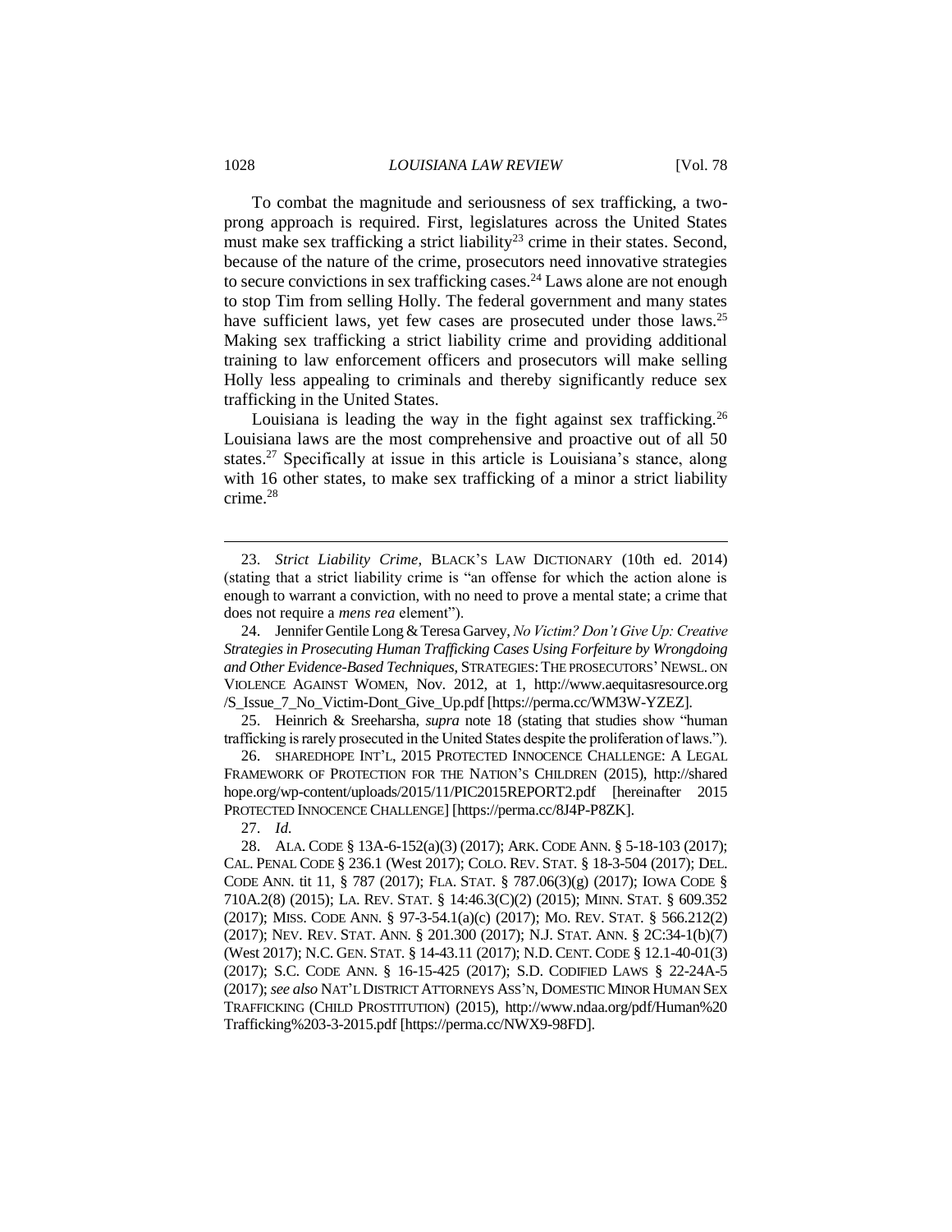To combat the magnitude and seriousness of sex trafficking, a two-prong approach is required. First, legislatures across the United States must make sex trafficking a strict liability[23] crime in their states. Second, because of the nature of the crime, prosecutors need innovative strategies to secure convictions in sex trafficking cases.[24] Laws alone are not enough to stop Tim from selling Holly. The federal government and many states have sufficient laws, yet few cases are prosecuted under those laws.[25] Making sex trafficking a strict liability crime and providing additional training to law enforcement officers and prosecutors will make selling Holly less appealing to criminals and thereby significantly reduce sex trafficking in the United States.

Louisiana is leading the way in the fight against sex trafficking.[26] Louisiana laws are the most comprehensive and proactive out of all 50 states.[27] Specifically at issue in this article is Louisiana's stance, along with 16 other states, to make sex trafficking of a minor a strict liability crime.[28]

---

23. *Strict Liability Crime*, BLACK'S LAW DICTIONARY (10th ed. 2014) (stating that a strict liability crime is "an offense for which the action alone is enough to warrant a conviction, with no need to prove a mental state; a crime that does not require a *mens rea* element").

24. Jennifer Gentile Long & Teresa Garvey, *No Victim? Don't Give Up: Creative Strategies in Prosecuting Human Trafficking Cases Using Forfeiture by Wrongdoing and Other Evidence-Based Techniques*, STRATEGIES: THE PROSECUTORS' NEWSL. ON VIOLENCE AGAINST WOMEN, Nov. 2012, at 1, http://www.aequitasresource.org/S_Issue_7_No_Victim-Dont_Give_Up.pdf [https://perma.cc/WM3W-YZEZ].

25. Heinrich & Sreeharsha, *supra* note 18 (stating that studies show "human trafficking is rarely prosecuted in the United States despite the proliferation of laws.").

26. SHAREDHOPE INT'L, 2015 PROTECTED INNOCENCE CHALLENGE: A LEGAL FRAMEWORK OF PROTECTION FOR THE NATION'S CHILDREN (2015), http://sharedhope.org/wp-content/uploads/2015/11/PIC2015REPORT2.pdf [hereinafter 2015 PROTECTED INNOCENCE CHALLENGE] [https://perma.cc/8J4P-P8ZK].

27. *Id.*

28. ALA. CODE § 13A-6-152(a)(3) (2017); ARK. CODE ANN. § 5-18-103 (2017); CAL. PENAL CODE § 236.1 (West 2017); COLO. REV. STAT. § 18-3-504 (2017); DEL. CODE ANN. tit 11, § 787 (2017); FLA. STAT. § 787.06(3)(g) (2017); IOWA CODE § 710A.2(8) (2015); LA. REV. STAT. § 14:46.3(C)(2) (2015); MINN. STAT. § 609.352 (2017); MISS. CODE ANN. § 97-3-54.1(a)(c) (2017); MO. REV. STAT. § 566.212(2) (2017); NEV. REV. STAT. ANN. § 201.300 (2017); N.J. STAT. ANN. § 2C:34-1(b)(7) (West 2017); N.C. GEN. STAT. § 14-43.11 (2017); N.D. CENT. CODE § 12.1-40-01(3) (2017); S.C. CODE ANN. § 16-15-425 (2017); S.D. CODIFIED LAWS § 22-24A-5 (2017); *see also* NAT'L DISTRICT ATTORNEYS ASS'N, DOMESTIC MINOR HUMAN SEX TRAFFICKING (CHILD PROSTITUTION) (2015), http://www.ndaa.org/pdf/Human%20Trafficking%203-3-2015.pdf [https://perma.cc/NWX9-98FD].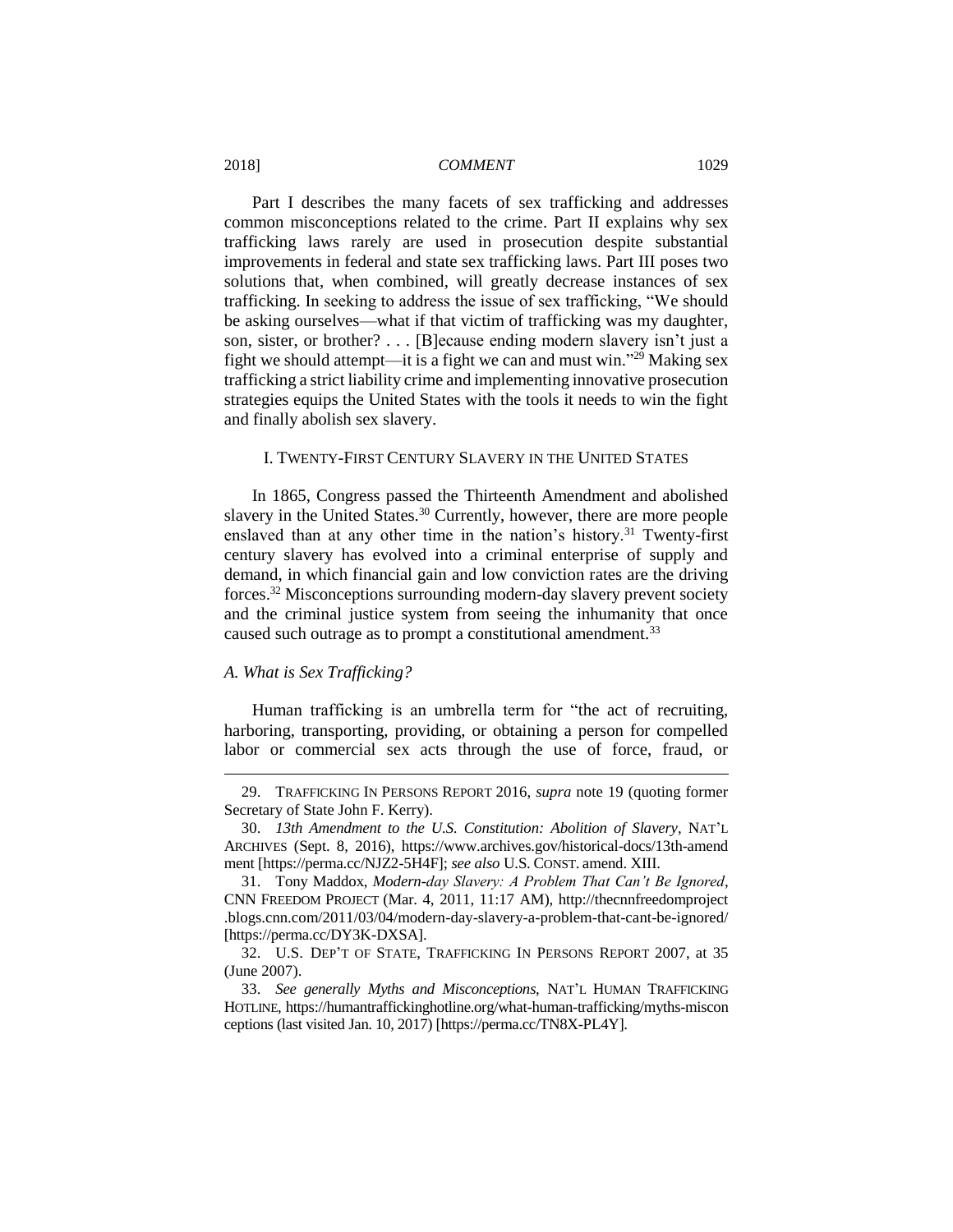Part I describes the many facets of sex trafficking and addresses common misconceptions related to the crime. Part II explains why sex trafficking laws rarely are used in prosecution despite substantial improvements in federal and state sex trafficking laws. Part III poses two solutions that, when combined, will greatly decrease instances of sex trafficking. In seeking to address the issue of sex trafficking, "We should be asking ourselves—what if that victim of trafficking was my daughter, son, sister, or brother? . . . [B]ecause ending modern slavery isn't just a fight we should attempt—it is a fight we can and must win."[29] Making sex trafficking a strict liability crime and implementing innovative prosecution strategies equips the United States with the tools it needs to win the fight and finally abolish sex slavery.

## I. TWENTY-FIRST CENTURY SLAVERY IN THE UNITED STATES

In 1865, Congress passed the Thirteenth Amendment and abolished slavery in the United States.[30] Currently, however, there are more people enslaved than at any other time in the nation's history.[31] Twenty-first century slavery has evolved into a criminal enterprise of supply and demand, in which financial gain and low conviction rates are the driving forces.[32] Misconceptions surrounding modern-day slavery prevent society and the criminal justice system from seeing the inhumanity that once caused such outrage as to prompt a constitutional amendment.[33]

### *A. What is Sex Trafficking?*

Human trafficking is an umbrella term for "the act of recruiting, harboring, transporting, providing, or obtaining a person for compelled labor or commercial sex acts through the use of force, fraud, or

---

29. TRAFFICKING IN PERSONS REPORT 2016, *supra* note 19 (quoting former Secretary of State John F. Kerry).

30. *13th Amendment to the U.S. Constitution: Abolition of Slavery*, NAT'L ARCHIVES (Sept. 8, 2016), https://www.archives.gov/historical-docs/13th-amendment [https://perma.cc/NJZ2-5H4F]; *see also* U.S. CONST. amend. XIII.

31. Tony Maddox, *Modern-day Slavery: A Problem That Can't Be Ignored*, CNN FREEDOM PROJECT (Mar. 4, 2011, 11:17 AM), http://thecnnfreedomproject.blogs.cnn.com/2011/03/04/modern-day-slavery-a-problem-that-cant-be-ignored/ [https://perma.cc/DY3K-DXSA].

32. U.S. DEP'T OF STATE, TRAFFICKING IN PERSONS REPORT 2007, at 35 (June 2007).

33. *See generally Myths and Misconceptions*, NAT'L HUMAN TRAFFICKING HOTLINE, https://humantraffickinghotline.org/what-human-trafficking/myths-misconceptions (last visited Jan. 10, 2017) [https://perma.cc/TN8X-PL4Y].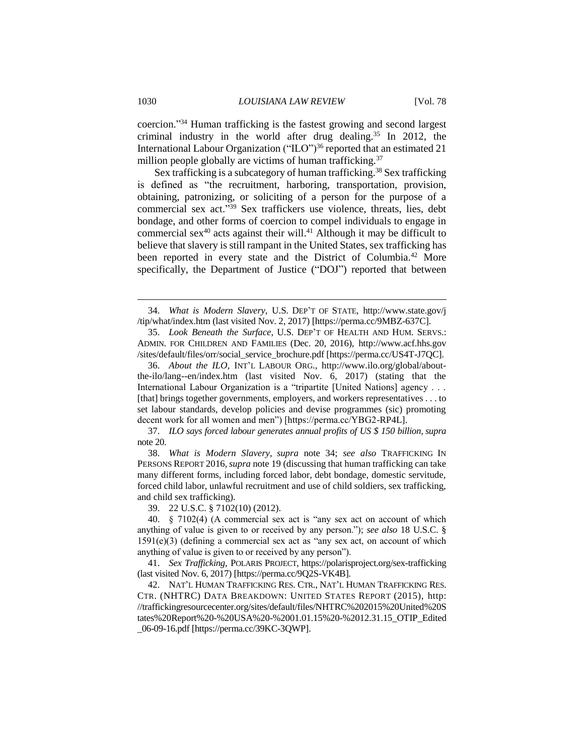coercion."[34] Human trafficking is the fastest growing and second largest criminal industry in the world after drug dealing.[35] In 2012, the International Labour Organization ("ILO")[36] reported that an estimated 21 million people globally are victims of human trafficking.[37]

Sex trafficking is a subcategory of human trafficking.[38] Sex trafficking is defined as "the recruitment, harboring, transportation, provision, obtaining, patronizing, or soliciting of a person for the purpose of a commercial sex act."[39] Sex traffickers use violence, threats, lies, debt bondage, and other forms of coercion to compel individuals to engage in commercial sex[40] acts against their will.[41] Although it may be difficult to believe that slavery is still rampant in the United States, sex trafficking has been reported in every state and the District of Columbia.[42] More specifically, the Department of Justice ("DOJ") reported that between

---

34. *What is Modern Slavery*, U.S. DEP'T OF STATE, http://www.state.gov/j/tip/what/index.htm (last visited Nov. 2, 2017) [https://perma.cc/9MBZ-637C].

35. *Look Beneath the Surface*, U.S. DEP'T OF HEALTH AND HUM. SERVS.: ADMIN. FOR CHILDREN AND FAMILIES (Dec. 20, 2016), http://www.acf.hhs.gov/sites/default/files/orr/social_service_brochure.pdf [https://perma.cc/US4T-J7QC].

36. *About the ILO*, INT'L LABOUR ORG., http://www.ilo.org/global/about-the-ilo/lang--en/index.htm (last visited Nov. 6, 2017) (stating that the International Labour Organization is a "tripartite [United Nations] agency . . . [that] brings together governments, employers, and workers representatives . . . to set labour standards, develop policies and devise programmes (sic) promoting decent work for all women and men") [https://perma.cc/YBG2-RP4L].

37. *ILO says forced labour generates annual profits of US $ 150 billion*, *supra* note 20.

38. *What is Modern Slavery*, *supra* note 34; *see also* TRAFFICKING IN PERSONS REPORT 2016, *supra* note 19 (discussing that human trafficking can take many different forms, including forced labor, debt bondage, domestic servitude, forced child labor, unlawful recruitment and use of child soldiers, sex trafficking, and child sex trafficking).

39. 22 U.S.C. § 7102(10) (2012).

40. § 7102(4) (A commercial sex act is "any sex act on account of which anything of value is given to or received by any person."); *see also* 18 U.S.C. § 1591(e)(3) (defining a commercial sex act as "any sex act, on account of which anything of value is given to or received by any person").

41. *Sex Trafficking*, POLARIS PROJECT, https://polarisproject.org/sex-trafficking (last visited Nov. 6, 2017) [https://perma.cc/9Q2S-VK4B].

42. NAT'L HUMAN TRAFFICKING RES. CTR., NAT'L HUMAN TRAFFICKING RES. CTR. (NHTRC) DATA BREAKDOWN: UNITED STATES REPORT (2015), http://traffickingresourcecenter.org/sites/default/files/NHTRC%202015%20United%20States%20Report%20-%20USA%20-%2001.01.15%20-%2012.31.15_OTIP_Edited_06-09-16.pdf [https://perma.cc/39KC-3QWP].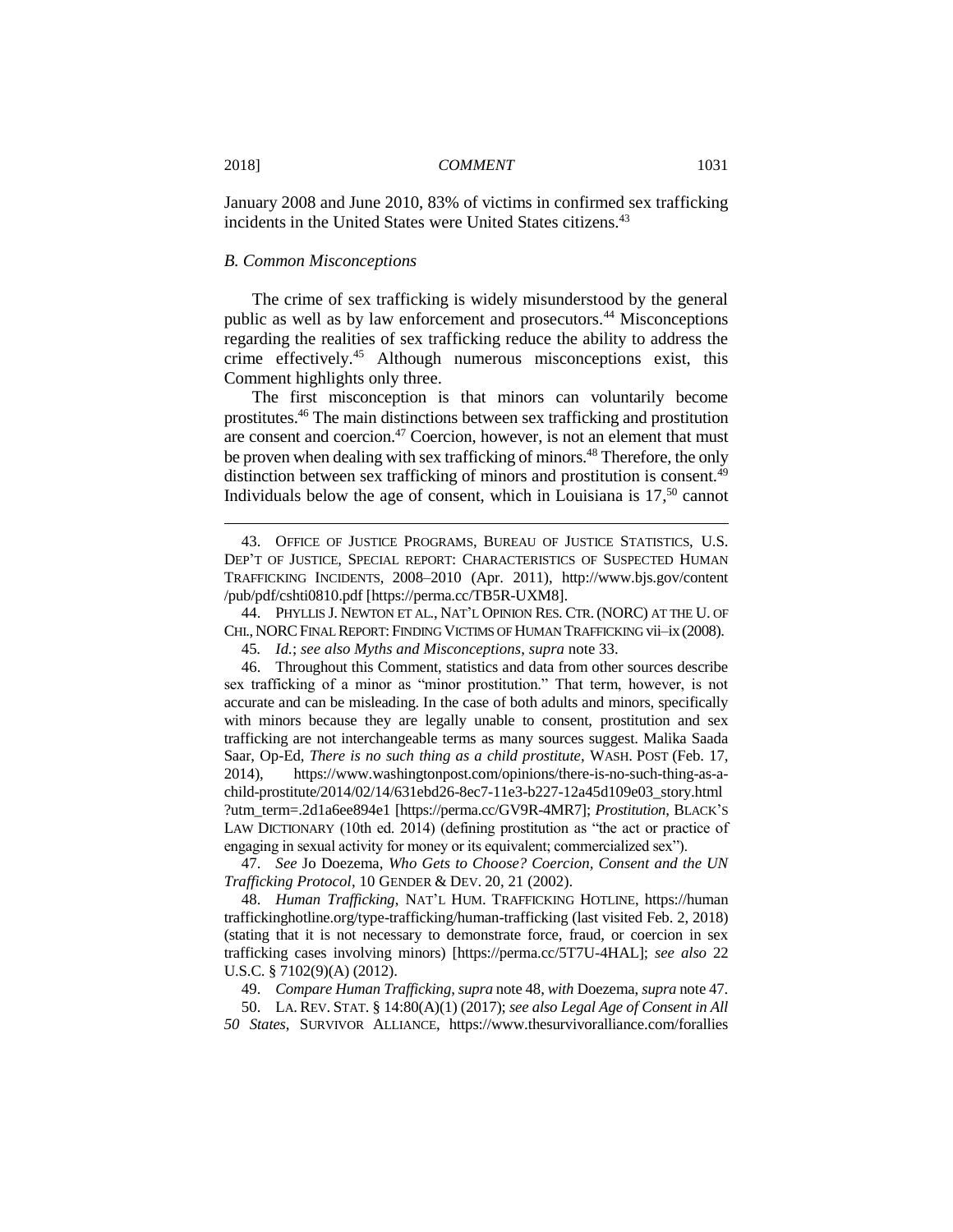January 2008 and June 2010, 83% of victims in confirmed sex trafficking incidents in the United States were United States citizens.[43]

### *B. Common Misconceptions*

The crime of sex trafficking is widely misunderstood by the general public as well as by law enforcement and prosecutors.[44] Misconceptions regarding the realities of sex trafficking reduce the ability to address the crime effectively.[45] Although numerous misconceptions exist, this Comment highlights only three.

The first misconception is that minors can voluntarily become prostitutes.[46] The main distinctions between sex trafficking and prostitution are consent and coercion.[47] Coercion, however, is not an element that must be proven when dealing with sex trafficking of minors.[48] Therefore, the only distinction between sex trafficking of minors and prostitution is consent.[49] Individuals below the age of consent, which in Louisiana is 17,[50] cannot

---

43. OFFICE OF JUSTICE PROGRAMS, BUREAU OF JUSTICE STATISTICS, U.S. DEP'T OF JUSTICE, SPECIAL REPORT: CHARACTERISTICS OF SUSPECTED HUMAN TRAFFICKING INCIDENTS, 2008–2010 (Apr. 2011), http://www.bjs.gov/content/pub/pdf/cshti0810.pdf [https://perma.cc/TB5R-UXM8].

44. PHYLLIS J. NEWTON ET AL., NAT'L OPINION RES. CTR. (NORC) AT THE U. OF CHI., NORC FINAL REPORT: FINDING VICTIMS OF HUMAN TRAFFICKING vii–ix (2008).

45. *Id.*; *see also Myths and Misconceptions*, *supra* note 33.

46. Throughout this Comment, statistics and data from other sources describe sex trafficking of a minor as "minor prostitution." That term, however, is not accurate and can be misleading. In the case of both adults and minors, specifically with minors because they are legally unable to consent, prostitution and sex trafficking are not interchangeable terms as many sources suggest. Malika Saada Saar, Op-Ed, *There is no such thing as a child prostitute*, WASH. POST (Feb. 17, 2014), https://www.washingtonpost.com/opinions/there-is-no-such-thing-as-a-child-prostitute/2014/02/14/631ebd26-8ec7-11e3-b227-12a45d109e03_story.html?utm_term=.2d1a6ee894e1 [https://perma.cc/GV9R-4MR7]; *Prostitution*, BLACK'S LAW DICTIONARY (10th ed. 2014) (defining prostitution as "the act or practice of engaging in sexual activity for money or its equivalent; commercialized sex").

47. *See* Jo Doezema, *Who Gets to Choose? Coercion, Consent and the UN Trafficking Protocol*, 10 GENDER & DEV. 20, 21 (2002).

48. *Human Trafficking*, NAT'L HUM. TRAFFICKING HOTLINE, https://humantraffickinghotline.org/type-trafficking/human-trafficking (last visited Feb. 2, 2018) (stating that it is not necessary to demonstrate force, fraud, or coercion in sex trafficking cases involving minors) [https://perma.cc/5T7U-4HAL]; *see also* 22 U.S.C. § 7102(9)(A) (2012).

49. *Compare Human Trafficking*, *supra* note 48, *with* Doezema, *supra* note 47.

50. LA. REV. STAT. § 14:80(A)(1) (2017); *see also Legal Age of Consent in All 50 States*, SURVIVOR ALLIANCE, https://www.thesurvivoralliance.com/forallies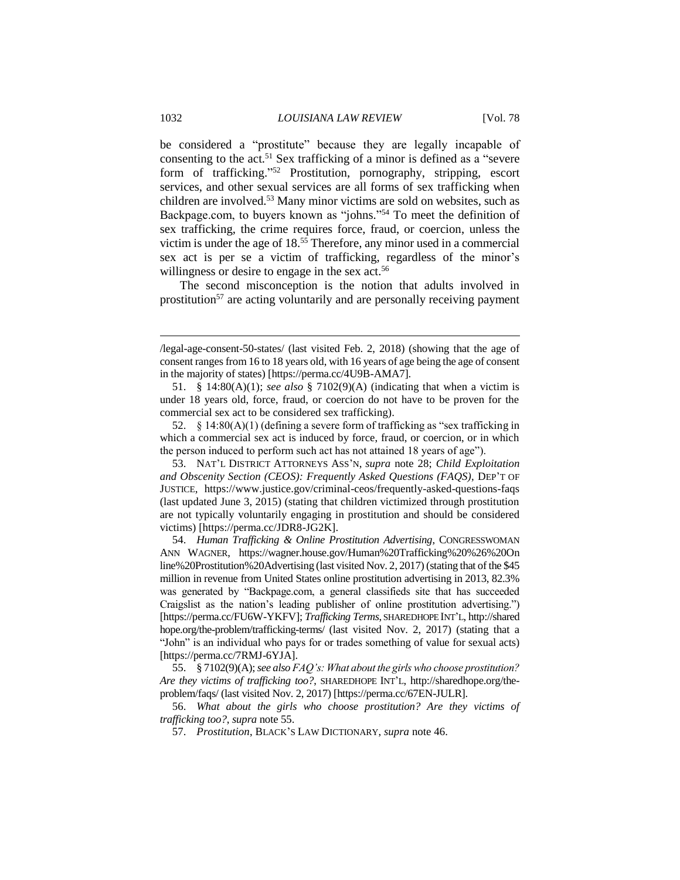be considered a "prostitute" because they are legally incapable of consenting to the act.[51] Sex trafficking of a minor is defined as a "severe form of trafficking."[52] Prostitution, pornography, stripping, escort services, and other sexual services are all forms of sex trafficking when children are involved.[53] Many minor victims are sold on websites, such as Backpage.com, to buyers known as "johns."[54] To meet the definition of sex trafficking, the crime requires force, fraud, or coercion, unless the victim is under the age of 18.[55] Therefore, any minor used in a commercial sex act is per se a victim of trafficking, regardless of the minor's willingness or desire to engage in the sex act.[56]

The second misconception is the notion that adults involved in prostitution[57] are acting voluntarily and are personally receiving payment

---

/legal-age-consent-50-states/ (last visited Feb. 2, 2018) (showing that the age of consent ranges from 16 to 18 years old, with 16 years of age being the age of consent in the majority of states) [https://perma.cc/4U9B-AMA7].

51. § 14:80(A)(1); *see also* § 7102(9)(A) (indicating that when a victim is under 18 years old, force, fraud, or coercion do not have to be proven for the commercial sex act to be considered sex trafficking).

52. § 14:80(A)(1) (defining a severe form of trafficking as "sex trafficking in which a commercial sex act is induced by force, fraud, or coercion, or in which the person induced to perform such act has not attained 18 years of age").

53. NAT'L DISTRICT ATTORNEYS ASS'N, *supra* note 28; *Child Exploitation and Obscenity Section (CEOS): Frequently Asked Questions (FAQS)*, DEP'T OF JUSTICE, https://www.justice.gov/criminal-ceos/frequently-asked-questions-faqs (last updated June 3, 2015) (stating that children victimized through prostitution are not typically voluntarily engaging in prostitution and should be considered victims) [https://perma.cc/JDR8-JG2K].

54. *Human Trafficking & Online Prostitution Advertising*, CONGRESSWOMAN ANN WAGNER, https://wagner.house.gov/Human%20Trafficking%20%26%20Online%20Prostitution%20Advertising (last visited Nov. 2, 2017) (stating that of the $45 million in revenue from United States online prostitution advertising in 2013, 82.3% was generated by "Backpage.com, a general classifieds site that has succeeded Craigslist as the nation's leading publisher of online prostitution advertising.") [https://perma.cc/FU6W-YKFV]; *Trafficking Terms*, SHAREDHOPE INT'L, http://sharedhope.org/the-problem/trafficking-terms/ (last visited Nov. 2, 2017) (stating that a "John" is an individual who pays for or trades something of value for sexual acts) [https://perma.cc/7RMJ-6YJA].

55. § 7102(9)(A); *see also FAQ's: What about the girls who choose prostitution? Are they victims of trafficking too?*, SHAREDHOPE INT'L, http://sharedhope.org/the-problem/faqs/ (last visited Nov. 2, 2017) [https://perma.cc/67EN-JULR].

56. *What about the girls who choose prostitution? Are they victims of trafficking too?*, *supra* note 55.

57. *Prostitution*, BLACK'S LAW DICTIONARY, *supra* note 46.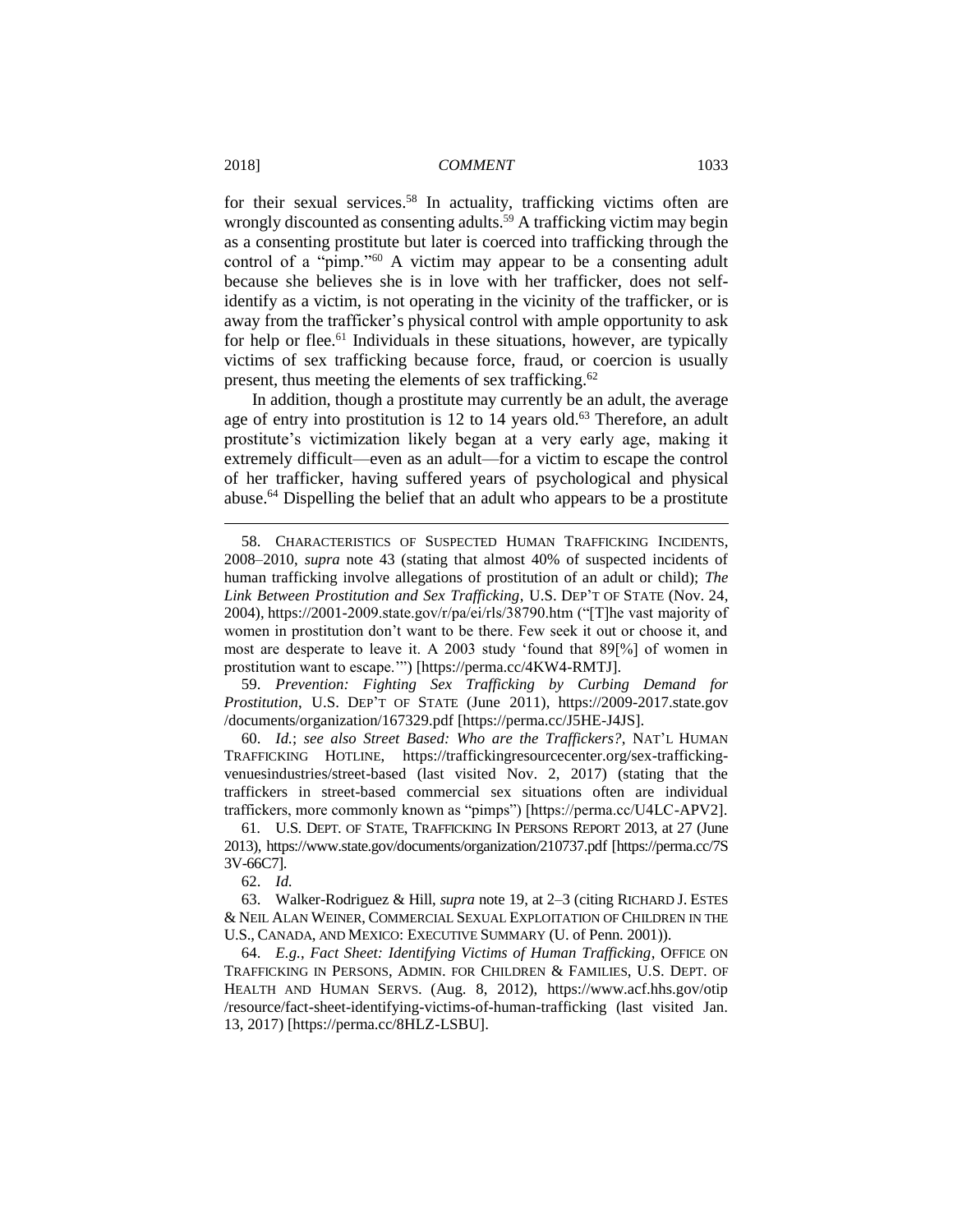for their sexual services.[58] In actuality, trafficking victims often are wrongly discounted as consenting adults.[59] A trafficking victim may begin as a consenting prostitute but later is coerced into trafficking through the control of a "pimp."[60] A victim may appear to be a consenting adult because she believes she is in love with her trafficker, does not self-identify as a victim, is not operating in the vicinity of the trafficker, or is away from the trafficker's physical control with ample opportunity to ask for help or flee.[61] Individuals in these situations, however, are typically victims of sex trafficking because force, fraud, or coercion is usually present, thus meeting the elements of sex trafficking.[62]

In addition, though a prostitute may currently be an adult, the average age of entry into prostitution is 12 to 14 years old.[63] Therefore, an adult prostitute's victimization likely began at a very early age, making it extremely difficult—even as an adult—for a victim to escape the control of her trafficker, having suffered years of psychological and physical abuse.[64] Dispelling the belief that an adult who appears to be a prostitute

---

58. CHARACTERISTICS OF SUSPECTED HUMAN TRAFFICKING INCIDENTS, 2008–2010, *supra* note 43 (stating that almost 40% of suspected incidents of human trafficking involve allegations of prostitution of an adult or child); *The Link Between Prostitution and Sex Trafficking*, U.S. DEP'T OF STATE (Nov. 24, 2004), https://2001-2009.state.gov/r/pa/ei/rls/38790.htm ("[T]he vast majority of women in prostitution don't want to be there. Few seek it out or choose it, and most are desperate to leave it. A 2003 study 'found that 89[%] of women in prostitution want to escape.'") [https://perma.cc/4KW4-RMTJ].

59. *Prevention: Fighting Sex Trafficking by Curbing Demand for Prostitution*, U.S. DEP'T OF STATE (June 2011), https://2009-2017.state.gov/documents/organization/167329.pdf [https://perma.cc/J5HE-J4JS].

60. *Id.*; *see also Street Based: Who are the Traffickers?*, NAT'L HUMAN TRAFFICKING HOTLINE, https://traffickingresourcecenter.org/sex-trafficking-venuesindustries/street-based (last visited Nov. 2, 2017) (stating that the traffickers in street-based commercial sex situations often are individual traffickers, more commonly known as "pimps") [https://perma.cc/U4LC-APV2].

61. U.S. DEPT. OF STATE, TRAFFICKING IN PERSONS REPORT 2013, at 27 (June 2013), https://www.state.gov/documents/organization/210737.pdf [https://perma.cc/7S3V-66C7].

62. *Id.*

63. Walker-Rodriguez & Hill, *supra* note 19, at 2–3 (citing RICHARD J. ESTES & NEIL ALAN WEINER, COMMERCIAL SEXUAL EXPLOITATION OF CHILDREN IN THE U.S., CANADA, AND MEXICO: EXECUTIVE SUMMARY (U. of Penn. 2001)).

64. *E.g.*, *Fact Sheet: Identifying Victims of Human Trafficking*, OFFICE ON TRAFFICKING IN PERSONS, ADMIN. FOR CHILDREN & FAMILIES, U.S. DEPT. OF HEALTH AND HUMAN SERVS. (Aug. 8, 2012), https://www.acf.hhs.gov/otip/resource/fact-sheet-identifying-victims-of-human-trafficking (last visited Jan. 13, 2017) [https://perma.cc/8HLZ-LSBU].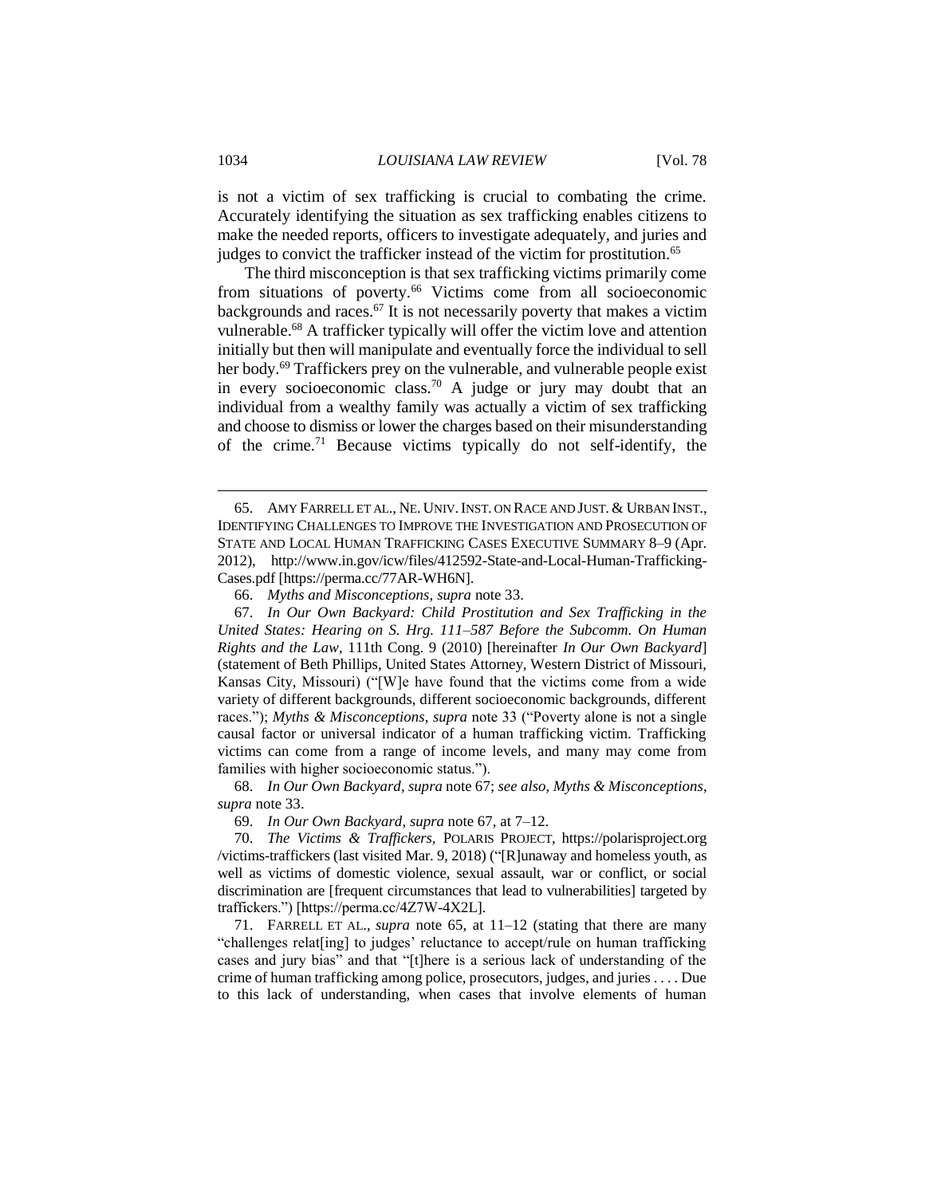is not a victim of sex trafficking is crucial to combating the crime. Accurately identifying the situation as sex trafficking enables citizens to make the needed reports, officers to investigate adequately, and juries and judges to convict the trafficker instead of the victim for prostitution.[65]

The third misconception is that sex trafficking victims primarily come from situations of poverty.[66] Victims come from all socioeconomic backgrounds and races.[67] It is not necessarily poverty that makes a victim vulnerable.[68] A trafficker typically will offer the victim love and attention initially but then will manipulate and eventually force the individual to sell her body.[69] Traffickers prey on the vulnerable, and vulnerable people exist in every socioeconomic class.[70] A judge or jury may doubt that an individual from a wealthy family was actually a victim of sex trafficking and choose to dismiss or lower the charges based on their misunderstanding of the crime.[71] Because victims typically do not self-identify, the

---

65. AMY FARRELL ET AL., NE. UNIV. INST. ON RACE AND JUST. & URBAN INST., IDENTIFYING CHALLENGES TO IMPROVE THE INVESTIGATION AND PROSECUTION OF STATE AND LOCAL HUMAN TRAFFICKING CASES EXECUTIVE SUMMARY 8–9 (Apr. 2012), http://www.in.gov/icw/files/412592-State-and-Local-Human-Trafficking-Cases.pdf [https://perma.cc/77AR-WH6N].

66. *Myths and Misconceptions*, *supra* note 33.

67. *In Our Own Backyard: Child Prostitution and Sex Trafficking in the United States: Hearing on S. Hrg. 111–587 Before the Subcomm. On Human Rights and the Law*, 111th Cong. 9 (2010) [hereinafter *In Our Own Backyard*] (statement of Beth Phillips, United States Attorney, Western District of Missouri, Kansas City, Missouri) ("[W]e have found that the victims come from a wide variety of different backgrounds, different socioeconomic backgrounds, different races."); *Myths & Misconceptions*, *supra* note 33 ("Poverty alone is not a single causal factor or universal indicator of a human trafficking victim. Trafficking victims can come from a range of income levels, and many may come from families with higher socioeconomic status.").

68. *In Our Own Backyard*, *supra* note 67; *see also*, *Myths & Misconceptions*, *supra* note 33.

69. *In Our Own Backyard*, *supra* note 67, at 7–12.

70. *The Victims & Traffickers*, POLARIS PROJECT, https://polarisproject.org/victims-traffickers (last visited Mar. 9, 2018) ("[R]unaway and homeless youth, as well as victims of domestic violence, sexual assault, war or conflict, or social discrimination are [frequent circumstances that lead to vulnerabilities] targeted by traffickers.") [https://perma.cc/4Z7W-4X2L].

71. FARRELL ET AL., *supra* note 65, at 11–12 (stating that there are many "challenges relat[ing] to judges' reluctance to accept/rule on human trafficking cases and jury bias" and that "[t]here is a serious lack of understanding of the crime of human trafficking among police, prosecutors, judges, and juries . . . . Due to this lack of understanding, when cases that involve elements of human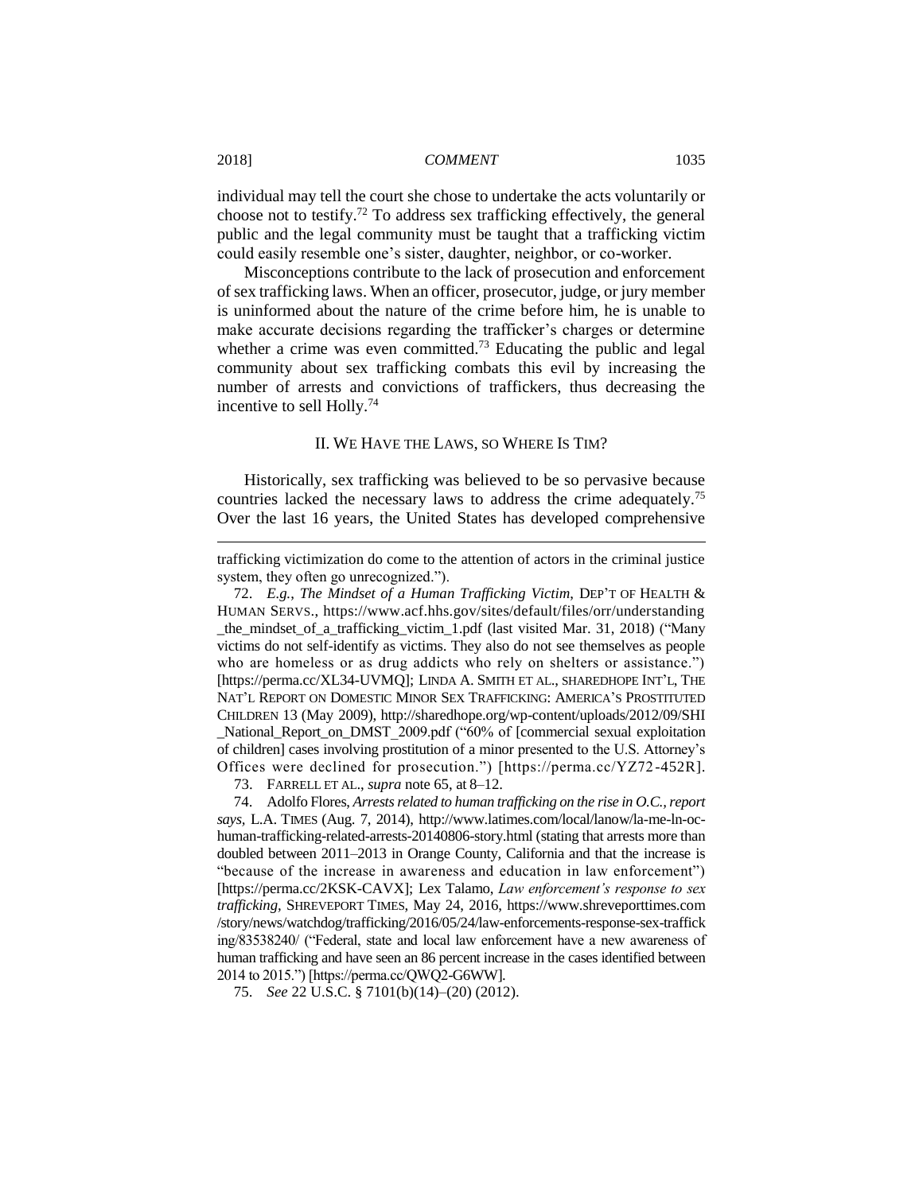individual may tell the court she chose to undertake the acts voluntarily or choose not to testify.[72] To address sex trafficking effectively, the general public and the legal community must be taught that a trafficking victim could easily resemble one's sister, daughter, neighbor, or co-worker.

Misconceptions contribute to the lack of prosecution and enforcement of sex trafficking laws. When an officer, prosecutor, judge, or jury member is uninformed about the nature of the crime before him, he is unable to make accurate decisions regarding the trafficker's charges or determine whether a crime was even committed.[73] Educating the public and legal community about sex trafficking combats this evil by increasing the number of arrests and convictions of traffickers, thus decreasing the incentive to sell Holly.[74]

## II. WE HAVE THE LAWS, SO WHERE IS TIM?

Historically, sex trafficking was believed to be so pervasive because countries lacked the necessary laws to address the crime adequately.[75] Over the last 16 years, the United States has developed comprehensive

---

trafficking victimization do come to the attention of actors in the criminal justice system, they often go unrecognized.").

72. *E.g.*, *The Mindset of a Human Trafficking Victim*, DEP'T OF HEALTH & HUMAN SERVS., https://www.acf.hhs.gov/sites/default/files/orr/understanding_the_mindset_of_a_trafficking_victim_1.pdf (last visited Mar. 31, 2018) ("Many victims do not self-identify as victims. They also do not see themselves as people who are homeless or as drug addicts who rely on shelters or assistance.") [https://perma.cc/XL34-UVMQ]; LINDA A. SMITH ET AL., SHAREDHOPE INT'L, THE NAT'L REPORT ON DOMESTIC MINOR SEX TRAFFICKING: AMERICA'S PROSTITUTED CHILDREN 13 (May 2009), http://sharedhope.org/wp-content/uploads/2012/09/SHI_National_Report_on_DMST_2009.pdf ("60% of [commercial sexual exploitation of children] cases involving prostitution of a minor presented to the U.S. Attorney's Offices were declined for prosecution.") [https://perma.cc/YZ72-452R].

73. FARRELL ET AL., *supra* note 65, at 8–12.

74. Adolfo Flores, *Arrests related to human trafficking on the rise in O.C., report says*, L.A. TIMES (Aug. 7, 2014), http://www.latimes.com/local/lanow/la-me-ln-oc-human-trafficking-related-arrests-20140806-story.html (stating that arrests more than doubled between 2011–2013 in Orange County, California and that the increase is "because of the increase in awareness and education in law enforcement") [https://perma.cc/2KSK-CAVX]; Lex Talamo, *Law enforcement's response to sex trafficking*, SHREVEPORT TIMES, May 24, 2016, https://www.shreveporttimes.com/story/news/watchdog/trafficking/2016/05/24/law-enforcements-response-sex-trafficking/83538240/ ("Federal, state and local law enforcement have a new awareness of human trafficking and have seen an 86 percent increase in the cases identified between 2014 to 2015.") [https://perma.cc/QWQ2-G6WW].

75. *See* 22 U.S.C. § 7101(b)(14)–(20) (2012).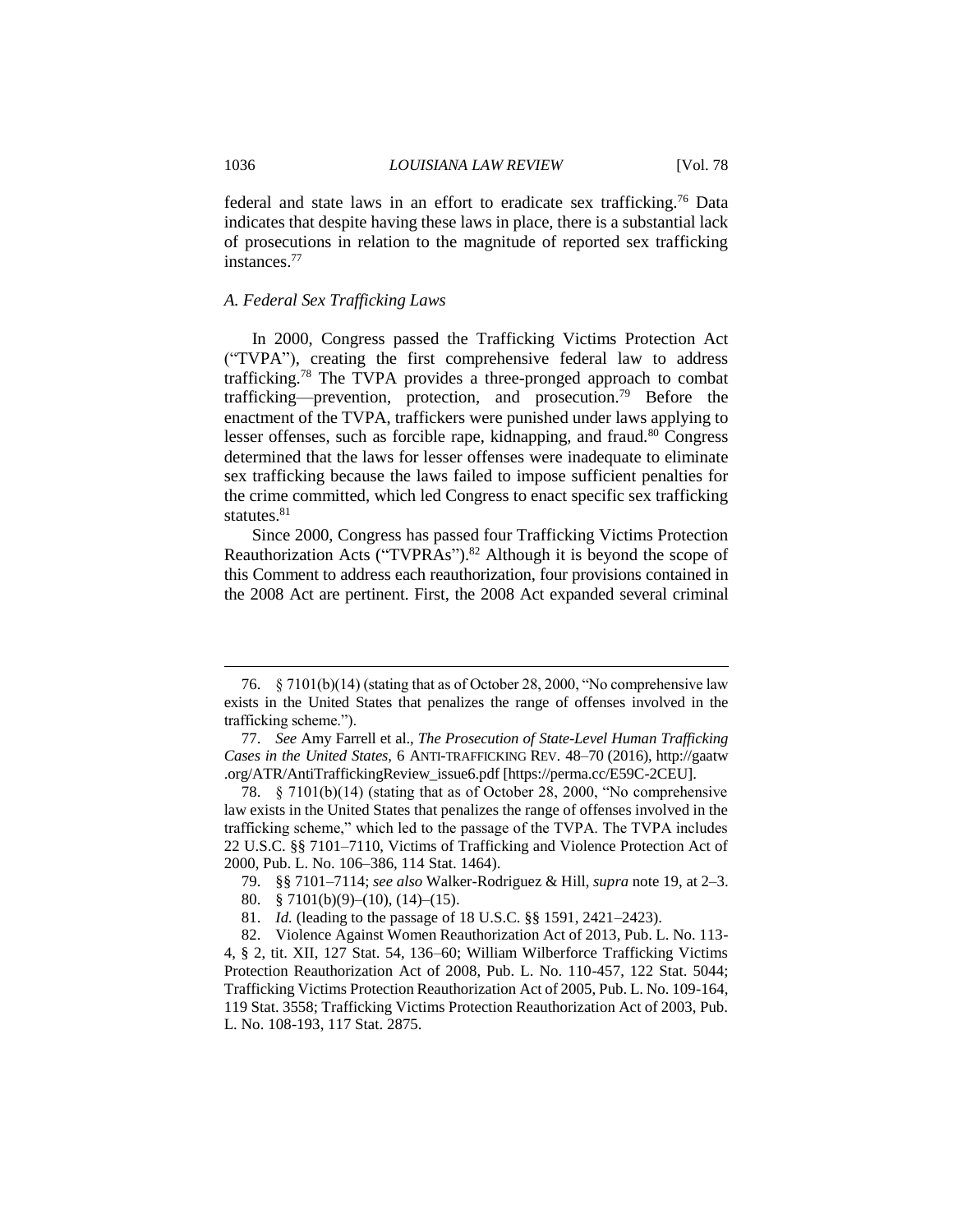federal and state laws in an effort to eradicate sex trafficking.[76] Data indicates that despite having these laws in place, there is a substantial lack of prosecutions in relation to the magnitude of reported sex trafficking instances.[77]

### *A. Federal Sex Trafficking Laws*

In 2000, Congress passed the Trafficking Victims Protection Act ("TVPA"), creating the first comprehensive federal law to address trafficking.[78] The TVPA provides a three-pronged approach to combat trafficking—prevention, protection, and prosecution.[79] Before the enactment of the TVPA, traffickers were punished under laws applying to lesser offenses, such as forcible rape, kidnapping, and fraud.[80] Congress determined that the laws for lesser offenses were inadequate to eliminate sex trafficking because the laws failed to impose sufficient penalties for the crime committed, which led Congress to enact specific sex trafficking statutes.[81]

Since 2000, Congress has passed four Trafficking Victims Protection Reauthorization Acts ("TVPRAs").[82] Although it is beyond the scope of this Comment to address each reauthorization, four provisions contained in the 2008 Act are pertinent. First, the 2008 Act expanded several criminal

---

76. § 7101(b)(14) (stating that as of October 28, 2000, "No comprehensive law exists in the United States that penalizes the range of offenses involved in the trafficking scheme.").

77. *See* Amy Farrell et al., *The Prosecution of State-Level Human Trafficking Cases in the United States*, 6 ANTI-TRAFFICKING REV. 48–70 (2016), http://gaatw.org/ATR/AntiTraffickingReview_issue6.pdf [https://perma.cc/E59C-2CEU].

78. § 7101(b)(14) (stating that as of October 28, 2000, "No comprehensive law exists in the United States that penalizes the range of offenses involved in the trafficking scheme," which led to the passage of the TVPA. The TVPA includes 22 U.S.C. §§ 7101–7110, Victims of Trafficking and Violence Protection Act of 2000, Pub. L. No. 106–386, 114 Stat. 1464).

79. §§ 7101–7114; *see also* Walker-Rodriguez & Hill, *supra* note 19, at 2–3.

80. § 7101(b)(9)–(10), (14)–(15).

81. *Id.* (leading to the passage of 18 U.S.C. §§ 1591, 2421–2423).

82. Violence Against Women Reauthorization Act of 2013, Pub. L. No. 113-4, § 2, tit. XII, 127 Stat. 54, 136–60; William Wilberforce Trafficking Victims Protection Reauthorization Act of 2008, Pub. L. No. 110-457, 122 Stat. 5044; Trafficking Victims Protection Reauthorization Act of 2005, Pub. L. No. 109-164, 119 Stat. 3558; Trafficking Victims Protection Reauthorization Act of 2003, Pub. L. No. 108-193, 117 Stat. 2875.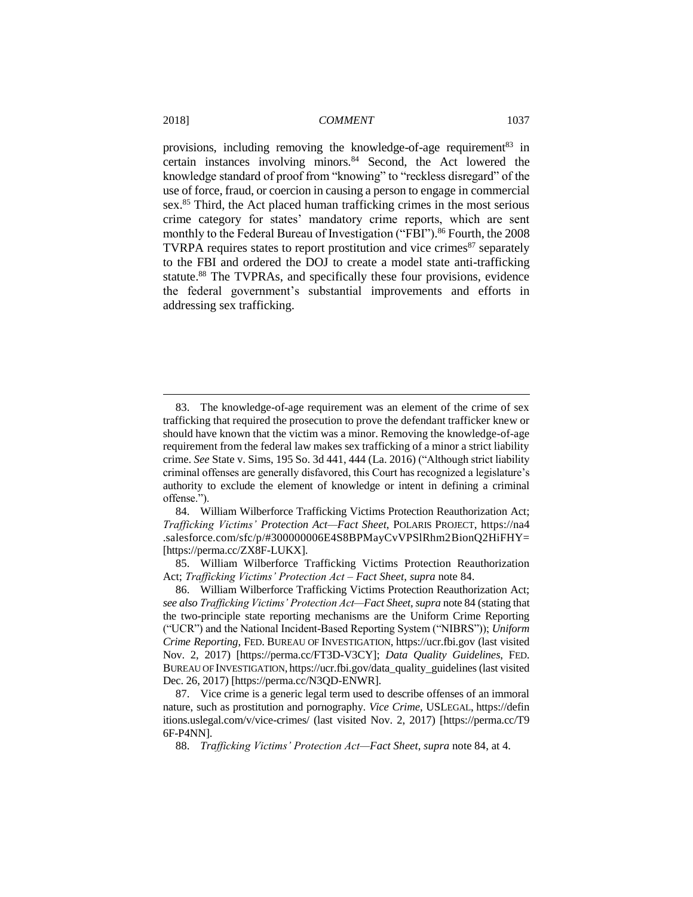provisions, including removing the knowledge-of-age requirement[83] in certain instances involving minors.[84] Second, the Act lowered the knowledge standard of proof from "knowing" to "reckless disregard" of the use of force, fraud, or coercion in causing a person to engage in commercial sex.[85] Third, the Act placed human trafficking crimes in the most serious crime category for states' mandatory crime reports, which are sent monthly to the Federal Bureau of Investigation ("FBI").[86] Fourth, the 2008 TVRPA requires states to report prostitution and vice crimes[87] separately to the FBI and ordered the DOJ to create a model state anti-trafficking statute.[88] The TVPRAs, and specifically these four provisions, evidence the federal government's substantial improvements and efforts in addressing sex trafficking.

---

83. The knowledge-of-age requirement was an element of the crime of sex trafficking that required the prosecution to prove the defendant trafficker knew or should have known that the victim was a minor. Removing the knowledge-of-age requirement from the federal law makes sex trafficking of a minor a strict liability crime. *See* State v. Sims, 195 So. 3d 441, 444 (La. 2016) ("Although strict liability criminal offenses are generally disfavored, this Court has recognized a legislature's authority to exclude the element of knowledge or intent in defining a criminal offense.").

84. William Wilberforce Trafficking Victims Protection Reauthorization Act; *Trafficking Victims' Protection Act—Fact Sheet*, POLARIS PROJECT, https://na4.salesforce.com/sfc/p/#300000006E4S8BPMayCvVPSlRhm2BionQ2HiFHY= [https://perma.cc/ZX8F-LUKX].

85. William Wilberforce Trafficking Victims Protection Reauthorization Act; *Trafficking Victims' Protection Act – Fact Sheet*, *supra* note 84.

86. William Wilberforce Trafficking Victims Protection Reauthorization Act; *see also Trafficking Victims' Protection Act—Fact Sheet*, *supra* note 84 (stating that the two-principle state reporting mechanisms are the Uniform Crime Reporting ("UCR") and the National Incident-Based Reporting System ("NIBRS")); *Uniform Crime Reporting*, FED. BUREAU OF INVESTIGATION, https://ucr.fbi.gov (last visited Nov. 2, 2017) [https://perma.cc/FT3D-V3CY]; *Data Quality Guidelines*, FED. BUREAU OF INVESTIGATION, https://ucr.fbi.gov/data_quality_guidelines (last visited Dec. 26, 2017) [https://perma.cc/N3QD-ENWR].

87. Vice crime is a generic legal term used to describe offenses of an immoral nature, such as prostitution and pornography. *Vice Crime*, USLEGAL, https://definitions.uslegal.com/v/vice-crimes/ (last visited Nov. 2, 2017) [https://perma.cc/T96F-P4NN].

88. *Trafficking Victims' Protection Act—Fact Sheet*, *supra* note 84, at 4.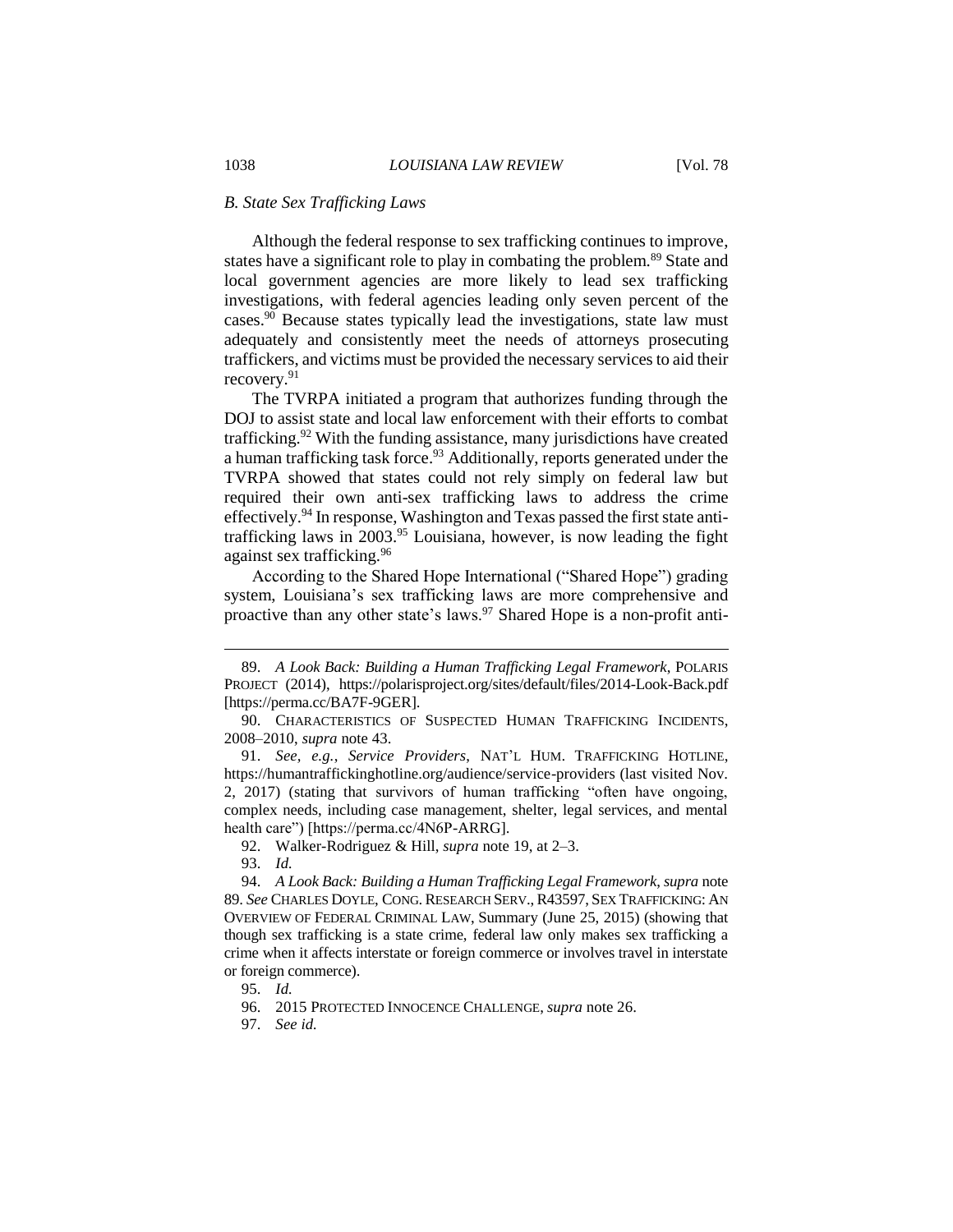### *B. State Sex Trafficking Laws*

Although the federal response to sex trafficking continues to improve, states have a significant role to play in combating the problem.[89] State and local government agencies are more likely to lead sex trafficking investigations, with federal agencies leading only seven percent of the cases.[90] Because states typically lead the investigations, state law must adequately and consistently meet the needs of attorneys prosecuting traffickers, and victims must be provided the necessary services to aid their recovery.[91]

The TVRPA initiated a program that authorizes funding through the DOJ to assist state and local law enforcement with their efforts to combat trafficking.[92] With the funding assistance, many jurisdictions have created a human trafficking task force.[93] Additionally, reports generated under the TVRPA showed that states could not rely simply on federal law but required their own anti-sex trafficking laws to address the crime effectively.[94] In response, Washington and Texas passed the first state anti-trafficking laws in 2003.[95] Louisiana, however, is now leading the fight against sex trafficking.[96]

According to the Shared Hope International ("Shared Hope") grading system, Louisiana's sex trafficking laws are more comprehensive and proactive than any other state's laws.[97] Shared Hope is a non-profit anti-

---

89. *A Look Back: Building a Human Trafficking Legal Framework*, POLARIS PROJECT (2014), https://polarisproject.org/sites/default/files/2014-Look-Back.pdf [https://perma.cc/BA7F-9GER].

90. CHARACTERISTICS OF SUSPECTED HUMAN TRAFFICKING INCIDENTS, 2008–2010, *supra* note 43.

91. *See, e.g.*, *Service Providers*, NAT'L HUM. TRAFFICKING HOTLINE, https://humantraffickinghotline.org/audience/service-providers (last visited Nov. 2, 2017) (stating that survivors of human trafficking "often have ongoing, complex needs, including case management, shelter, legal services, and mental health care") [https://perma.cc/4N6P-ARRG].

92. Walker-Rodriguez & Hill, *supra* note 19, at 2–3.

93. *Id.*

94. *A Look Back: Building a Human Trafficking Legal Framework*, *supra* note 89. *See* CHARLES DOYLE, CONG. RESEARCH SERV., R43597, SEX TRAFFICKING: AN OVERVIEW OF FEDERAL CRIMINAL LAW, Summary (June 25, 2015) (showing that though sex trafficking is a state crime, federal law only makes sex trafficking a crime when it affects interstate or foreign commerce or involves travel in interstate or foreign commerce).

95. *Id.*

96. 2015 PROTECTED INNOCENCE CHALLENGE, *supra* note 26.

97. *See id.*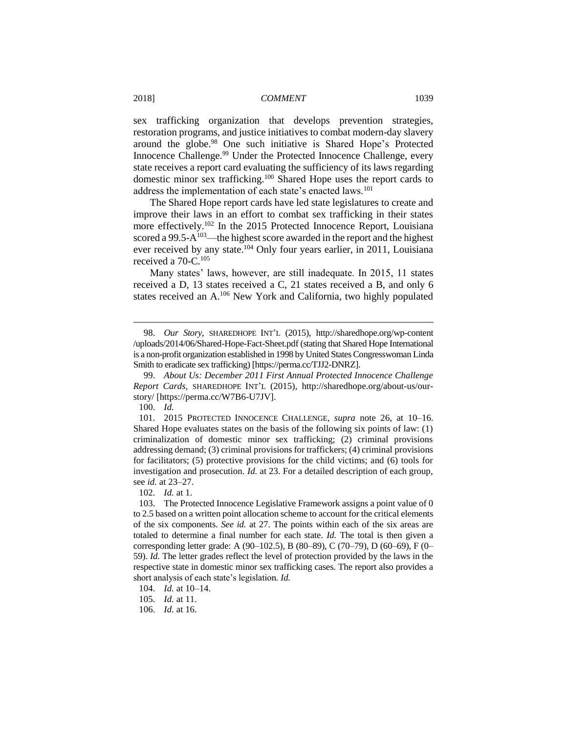sex trafficking organization that develops prevention strategies, restoration programs, and justice initiatives to combat modern-day slavery around the globe.[98] One such initiative is Shared Hope's Protected Innocence Challenge.[99] Under the Protected Innocence Challenge, every state receives a report card evaluating the sufficiency of its laws regarding domestic minor sex trafficking.[100] Shared Hope uses the report cards to address the implementation of each state's enacted laws.[101]

The Shared Hope report cards have led state legislatures to create and improve their laws in an effort to combat sex trafficking in their states more effectively.[102] In the 2015 Protected Innocence Report, Louisiana scored a 99.5-A[103]—the highest score awarded in the report and the highest ever received by any state.[104] Only four years earlier, in 2011, Louisiana received a 70-C.[105]

Many states' laws, however, are still inadequate. In 2015, 11 states received a D, 13 states received a C, 21 states received a B, and only 6 states received an A.[106] New York and California, two highly populated

---

98. *Our Story*, SHAREDHOPE INT'L (2015), http://sharedhope.org/wp-content/uploads/2014/06/Shared-Hope-Fact-Sheet.pdf (stating that Shared Hope International is a non-profit organization established in 1998 by United States Congresswoman Linda Smith to eradicate sex trafficking) [https://perma.cc/TJJ2-DNRZ].

99. *About Us: December 2011 First Annual Protected Innocence Challenge Report Cards*, SHAREDHOPE INT'L (2015), http://sharedhope.org/about-us/our-story/ [https://perma.cc/W7B6-U7JV].

100. *Id.*

101. 2015 PROTECTED INNOCENCE CHALLENGE, *supra* note 26, at 10–16. Shared Hope evaluates states on the basis of the following six points of law: (1) criminalization of domestic minor sex trafficking; (2) criminal provisions addressing demand; (3) criminal provisions for traffickers; (4) criminal provisions for facilitators; (5) protective provisions for the child victims; and (6) tools for investigation and prosecution. *Id.* at 23. For a detailed description of each group, see *id.* at 23–27.

102. *Id.* at 1.

103. The Protected Innocence Legislative Framework assigns a point value of 0 to 2.5 based on a written point allocation scheme to account for the critical elements of the six components. *See id.* at 27. The points within each of the six areas are totaled to determine a final number for each state. *Id.* The total is then given a corresponding letter grade: A (90–102.5), B (80–89), C (70–79), D (60–69), F (0–59). *Id.* The letter grades reflect the level of protection provided by the laws in the respective state in domestic minor sex trafficking cases. The report also provides a short analysis of each state's legislation. *Id.*

104. *Id.* at 10–14.

105. *Id.* at 11.

106. *Id.* at 16.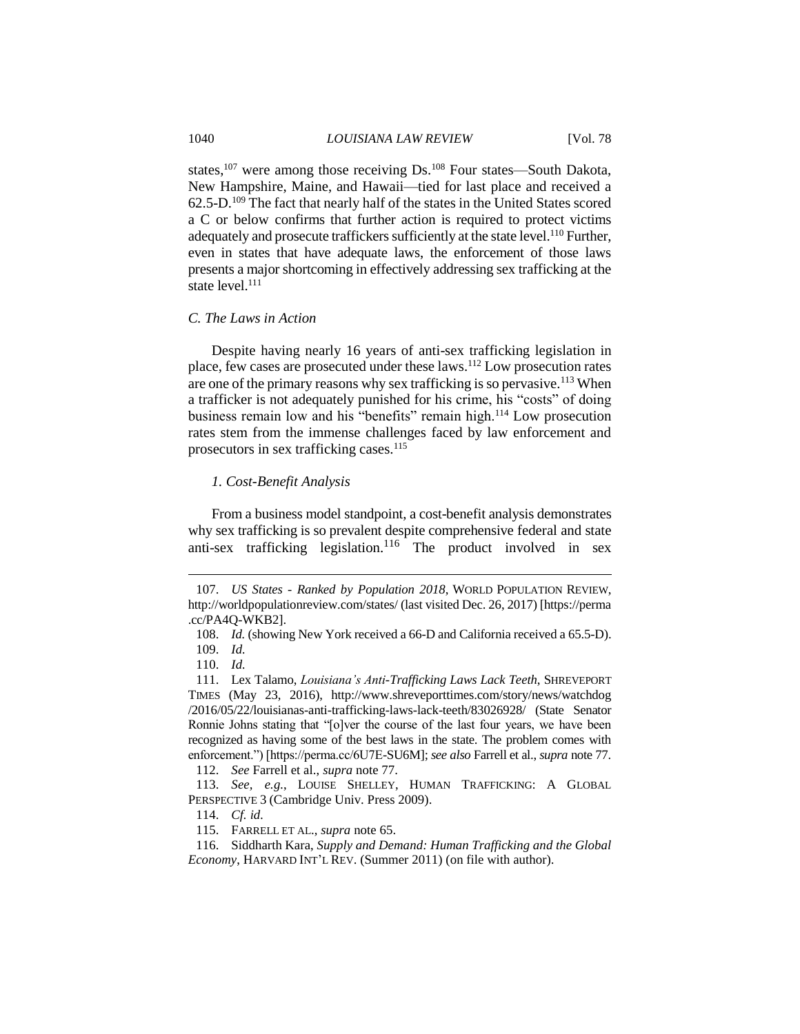states,[107] were among those receiving Ds.[108] Four states—South Dakota, New Hampshire, Maine, and Hawaii—tied for last place and received a 62.5-D.[109] The fact that nearly half of the states in the United States scored a C or below confirms that further action is required to protect victims adequately and prosecute traffickers sufficiently at the state level.[110] Further, even in states that have adequate laws, the enforcement of those laws presents a major shortcoming in effectively addressing sex trafficking at the state level.[111]

### *C. The Laws in Action*

Despite having nearly 16 years of anti-sex trafficking legislation in place, few cases are prosecuted under these laws.[112] Low prosecution rates are one of the primary reasons why sex trafficking is so pervasive.[113] When a trafficker is not adequately punished for his crime, his "costs" of doing business remain low and his "benefits" remain high.[114] Low prosecution rates stem from the immense challenges faced by law enforcement and prosecutors in sex trafficking cases.[115]

#### *1. Cost-Benefit Analysis*

From a business model standpoint, a cost-benefit analysis demonstrates why sex trafficking is so prevalent despite comprehensive federal and state anti-sex trafficking legislation.[116] The product involved in sex

---

107. *US States - Ranked by Population 2018*, WORLD POPULATION REVIEW, http://worldpopulationreview.com/states/ (last visited Dec. 26, 2017) [https://perma.cc/PA4Q-WKB2].

108. *Id.* (showing New York received a 66-D and California received a 65.5-D).

109. *Id.*

110. *Id.*

111. Lex Talamo, *Louisiana's Anti-Trafficking Laws Lack Teeth*, SHREVEPORT TIMES (May 23, 2016), http://www.shreveporttimes.com/story/news/watchdog/2016/05/22/louisianas-anti-trafficking-laws-lack-teeth/83026928/ (State Senator Ronnie Johns stating that "[o]ver the course of the last four years, we have been recognized as having some of the best laws in the state. The problem comes with enforcement.") [https://perma.cc/6U7E-SU6M]; *see also* Farrell et al., *supra* note 77.

112. *See* Farrell et al., *supra* note 77.

113. *See, e.g.*, LOUISE SHELLEY, HUMAN TRAFFICKING: A GLOBAL PERSPECTIVE 3 (Cambridge Univ. Press 2009).

114. *Cf. id.*

115. FARRELL ET AL., *supra* note 65.

116. Siddharth Kara, *Supply and Demand: Human Trafficking and the Global Economy*, HARVARD INT'L REV. (Summer 2011) (on file with author).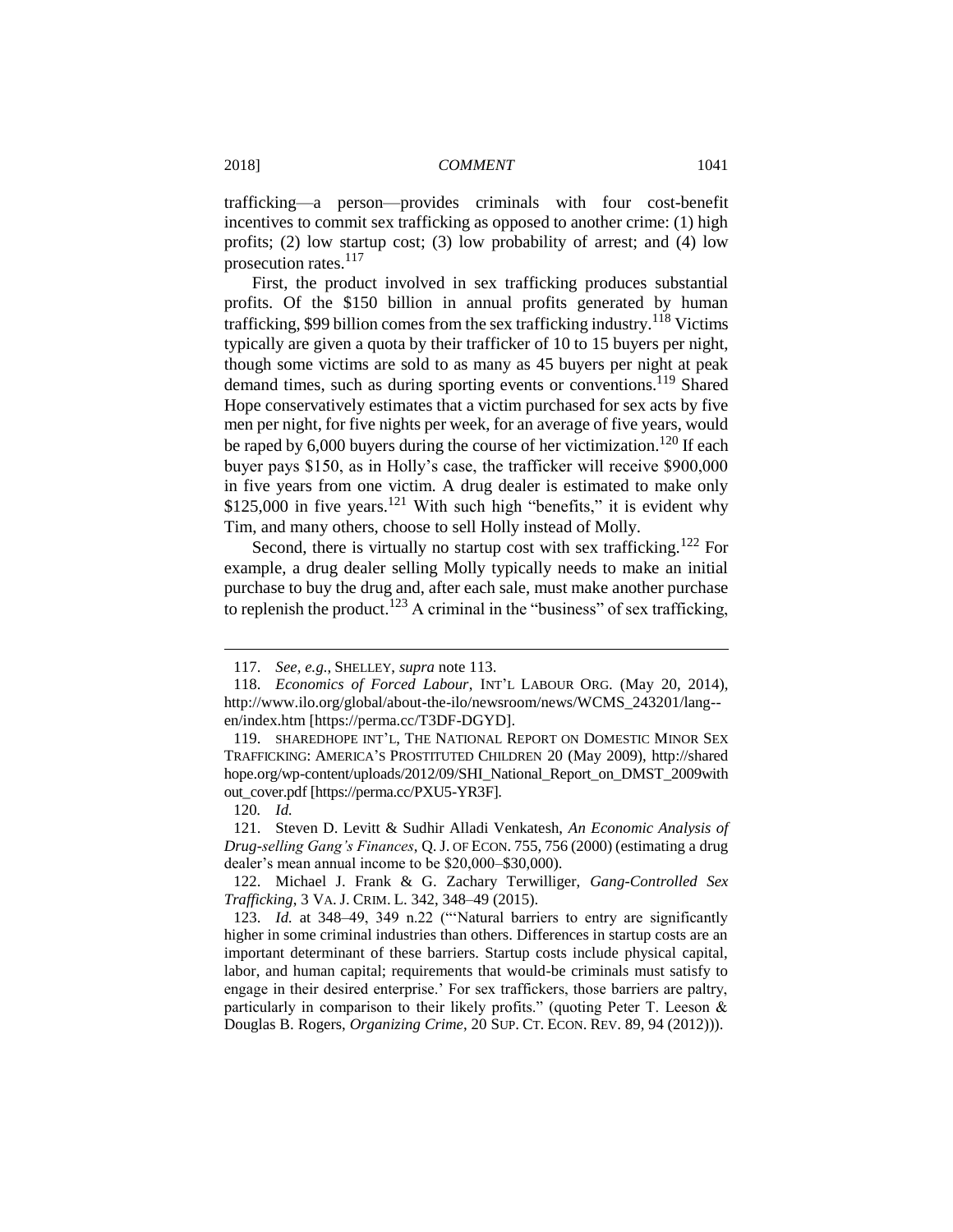trafficking—a person—provides criminals with four cost-benefit incentives to commit sex trafficking as opposed to another crime: (1) high profits; (2) low startup cost; (3) low probability of arrest; and (4) low prosecution rates.[117]

First, the product involved in sex trafficking produces substantial profits. Of the $150 billion in annual profits generated by human trafficking, $99 billion comes from the sex trafficking industry.[118] Victims typically are given a quota by their trafficker of 10 to 15 buyers per night, though some victims are sold to as many as 45 buyers per night at peak demand times, such as during sporting events or conventions.[119] Shared Hope conservatively estimates that a victim purchased for sex acts by five men per night, for five nights per week, for an average of five years, would be raped by 6,000 buyers during the course of her victimization.[120] If each buyer pays $150, as in Holly's case, the trafficker will receive $900,000 in five years from one victim. A drug dealer is estimated to make only $125,000 in five years.[121] With such high "benefits," it is evident why Tim, and many others, choose to sell Holly instead of Molly.

Second, there is virtually no startup cost with sex trafficking.[122] For example, a drug dealer selling Molly typically needs to make an initial purchase to buy the drug and, after each sale, must make another purchase to replenish the product.[123] A criminal in the "business" of sex trafficking,

---

117. *See, e.g.*, SHELLEY, *supra* note 113.

118. *Economics of Forced Labour*, INT'L LABOUR ORG. (May 20, 2014), http://www.ilo.org/global/about-the-ilo/newsroom/news/WCMS_243201/lang--en/index.htm [https://perma.cc/T3DF-DGYD].

119. SHAREDHOPE INT'L, THE NATIONAL REPORT ON DOMESTIC MINOR SEX TRAFFICKING: AMERICA'S PROSTITUTED CHILDREN 20 (May 2009), http://sharedhope.org/wp-content/uploads/2012/09/SHI_National_Report_on_DMST_2009without_cover.pdf [https://perma.cc/PXU5-YR3F].

120. *Id.*

121. Steven D. Levitt & Sudhir Alladi Venkatesh, *An Economic Analysis of Drug-selling Gang's Finances*, Q. J. OF ECON. 755, 756 (2000) (estimating a drug dealer's mean annual income to be $20,000–$30,000).

122. Michael J. Frank & G. Zachary Terwilliger, *Gang-Controlled Sex Trafficking*, 3 VA. J. CRIM. L. 342, 348–49 (2015).

123. *Id.* at 348–49, 349 n.22 ("'Natural barriers to entry are significantly higher in some criminal industries than others. Differences in startup costs are an important determinant of these barriers. Startup costs include physical capital, labor, and human capital; requirements that would-be criminals must satisfy to engage in their desired enterprise.' For sex traffickers, those barriers are paltry, particularly in comparison to their likely profits." (quoting Peter T. Leeson & Douglas B. Rogers, *Organizing Crime*, 20 SUP. CT. ECON. REV. 89, 94 (2012))).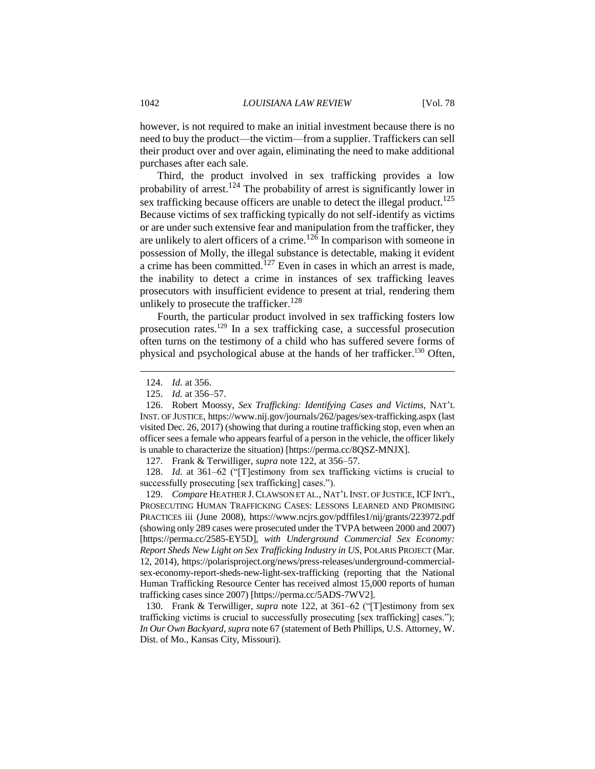however, is not required to make an initial investment because there is no need to buy the product—the victim—from a supplier. Traffickers can sell their product over and over again, eliminating the need to make additional purchases after each sale.

Third, the product involved in sex trafficking provides a low probability of arrest.[124] The probability of arrest is significantly lower in sex trafficking because officers are unable to detect the illegal product.[125] Because victims of sex trafficking typically do not self-identify as victims or are under such extensive fear and manipulation from the trafficker, they are unlikely to alert officers of a crime.[126] In comparison with someone in possession of Molly, the illegal substance is detectable, making it evident a crime has been committed.[127] Even in cases in which an arrest is made, the inability to detect a crime in instances of sex trafficking leaves prosecutors with insufficient evidence to present at trial, rendering them unlikely to prosecute the trafficker.[128]

Fourth, the particular product involved in sex trafficking fosters low prosecution rates.[129] In a sex trafficking case, a successful prosecution often turns on the testimony of a child who has suffered severe forms of physical and psychological abuse at the hands of her trafficker.[130] Often,

---

124. *Id.* at 356.

125. *Id.* at 356–57.

126. Robert Moossy, *Sex Trafficking: Identifying Cases and Victims*, NAT'L INST. OF JUSTICE, https://www.nij.gov/journals/262/pages/sex-trafficking.aspx (last visited Dec. 26, 2017) (showing that during a routine trafficking stop, even when an officer sees a female who appears fearful of a person in the vehicle, the officer likely is unable to characterize the situation) [https://perma.cc/8QSZ-MNJX].

127. Frank & Terwilliger, *supra* note 122, at 356–57.

128. *Id.* at 361–62 ("[T]estimony from sex trafficking victims is crucial to successfully prosecuting [sex trafficking] cases.").

129. *Compare* HEATHER J. CLAWSON ET AL., NAT'L INST. OF JUSTICE, ICF INT'L, PROSECUTING HUMAN TRAFFICKING CASES: LESSONS LEARNED AND PROMISING PRACTICES iii (June 2008), https://www.ncjrs.gov/pdffiles1/nij/grants/223972.pdf (showing only 289 cases were prosecuted under the TVPA between 2000 and 2007) [https://perma.cc/2585-EY5D], *with Underground Commercial Sex Economy: Report Sheds New Light on Sex Trafficking Industry in US*, POLARIS PROJECT (Mar. 12, 2014), https://polarisproject.org/news/press-releases/underground-commercial-sex-economy-report-sheds-new-light-sex-trafficking (reporting that the National Human Trafficking Resource Center has received almost 15,000 reports of human trafficking cases since 2007) [https://perma.cc/5ADS-7WV2].

130. Frank & Terwilliger, *supra* note 122, at 361–62 ("[T]estimony from sex trafficking victims is crucial to successfully prosecuting [sex trafficking] cases."); *In Our Own Backyard*, *supra* note 67 (statement of Beth Phillips, U.S. Attorney, W. Dist. of Mo., Kansas City, Missouri).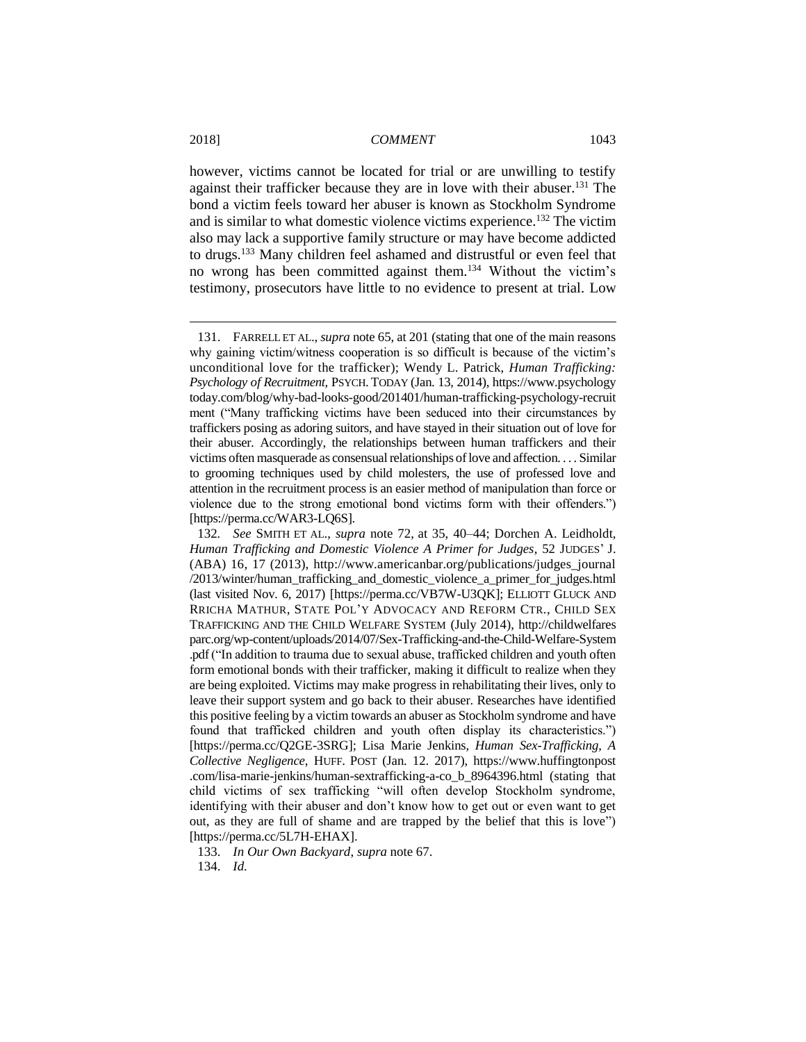however, victims cannot be located for trial or are unwilling to testify against their trafficker because they are in love with their abuser.[131] The bond a victim feels toward her abuser is known as Stockholm Syndrome and is similar to what domestic violence victims experience.[132] The victim also may lack a supportive family structure or may have become addicted to drugs.[133] Many children feel ashamed and distrustful or even feel that no wrong has been committed against them.[134] Without the victim's testimony, prosecutors have little to no evidence to present at trial. Low

---

131. FARRELL ET AL., *supra* note 65, at 201 (stating that one of the main reasons why gaining victim/witness cooperation is so difficult is because of the victim's unconditional love for the trafficker); Wendy L. Patrick, *Human Trafficking: Psychology of Recruitment*, PSYCH. TODAY (Jan. 13, 2014), https://www.psychologytoday.com/blog/why-bad-looks-good/201401/human-trafficking-psychology-recruitment ("Many trafficking victims have been seduced into their circumstances by traffickers posing as adoring suitors, and have stayed in their situation out of love for their abuser. Accordingly, the relationships between human traffickers and their victims often masquerade as consensual relationships of love and affection. . . . Similar to grooming techniques used by child molesters, the use of professed love and attention in the recruitment process is an easier method of manipulation than force or violence due to the strong emotional bond victims form with their offenders.") [https://perma.cc/WAR3-LQ6S].

132. *See* SMITH ET AL., *supra* note 72, at 35, 40–44; Dorchen A. Leidholdt, *Human Trafficking and Domestic Violence A Primer for Judges*, 52 JUDGES' J. (ABA) 16, 17 (2013), http://www.americanbar.org/publications/judges_journal/2013/winter/human_trafficking_and_domestic_violence_a_primer_for_judges.html (last visited Nov. 6, 2017) [https://perma.cc/VB7W-U3QK]; ELLIOTT GLUCK AND RRICHA MATHUR, STATE POL'Y ADVOCACY AND REFORM CTR., CHILD SEX TRAFFICKING AND THE CHILD WELFARE SYSTEM (July 2014), http://childwelfaresparc.org/wp-content/uploads/2014/07/Sex-Trafficking-and-the-Child-Welfare-System.pdf ("In addition to trauma due to sexual abuse, trafficked children and youth often form emotional bonds with their trafficker, making it difficult to realize when they are being exploited. Victims may make progress in rehabilitating their lives, only to leave their support system and go back to their abuser. Researches have identified this positive feeling by a victim towards an abuser as Stockholm syndrome and have found that trafficked children and youth often display its characteristics.") [https://perma.cc/Q2GE-3SRG]; Lisa Marie Jenkins, *Human Sex-Trafficking, A Collective Negligence*, HUFF. POST (Jan. 12. 2017), https://www.huffingtonpost.com/lisa-marie-jenkins/human-sextrafficking-a-co_b_8964396.html (stating that child victims of sex trafficking "will often develop Stockholm syndrome, identifying with their abuser and don't know how to get out or even want to get out, as they are full of shame and are trapped by the belief that this is love") [https://perma.cc/5L7H-EHAX].

133. *In Our Own Backyard*, *supra* note 67.

134. *Id.*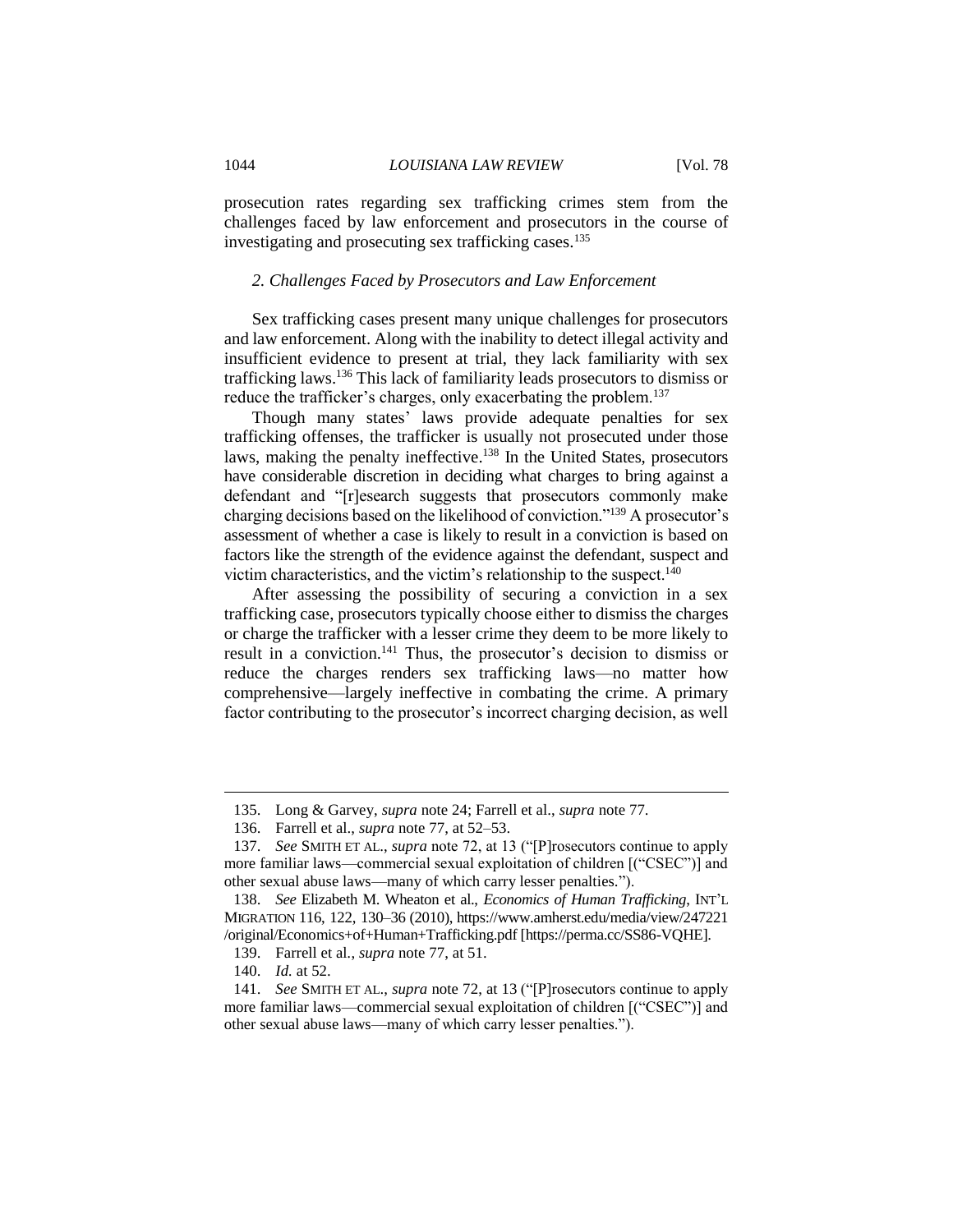prosecution rates regarding sex trafficking crimes stem from the challenges faced by law enforcement and prosecutors in the course of investigating and prosecuting sex trafficking cases.[135]

### *2. Challenges Faced by Prosecutors and Law Enforcement*

Sex trafficking cases present many unique challenges for prosecutors and law enforcement. Along with the inability to detect illegal activity and insufficient evidence to present at trial, they lack familiarity with sex trafficking laws.[136] This lack of familiarity leads prosecutors to dismiss or reduce the trafficker's charges, only exacerbating the problem.[137]

Though many states' laws provide adequate penalties for sex trafficking offenses, the trafficker is usually not prosecuted under those laws, making the penalty ineffective.[138] In the United States, prosecutors have considerable discretion in deciding what charges to bring against a defendant and "[r]esearch suggests that prosecutors commonly make charging decisions based on the likelihood of conviction."[139] A prosecutor's assessment of whether a case is likely to result in a conviction is based on factors like the strength of the evidence against the defendant, suspect and victim characteristics, and the victim's relationship to the suspect.[140]

After assessing the possibility of securing a conviction in a sex trafficking case, prosecutors typically choose either to dismiss the charges or charge the trafficker with a lesser crime they deem to be more likely to result in a conviction.[141] Thus, the prosecutor's decision to dismiss or reduce the charges renders sex trafficking laws—no matter how comprehensive—largely ineffective in combating the crime. A primary factor contributing to the prosecutor's incorrect charging decision, as well

---

135. Long & Garvey, *supra* note 24; Farrell et al., *supra* note 77.

136. Farrell et al., *supra* note 77, at 52–53.

137. *See* SMITH ET AL., *supra* note 72, at 13 ("[P]rosecutors continue to apply more familiar laws—commercial sexual exploitation of children [("CSEC")] and other sexual abuse laws—many of which carry lesser penalties.").

138. *See* Elizabeth M. Wheaton et al., *Economics of Human Trafficking*, INT'L MIGRATION 116, 122, 130–36 (2010), https://www.amherst.edu/media/view/247221/original/Economics+of+Human+Trafficking.pdf [https://perma.cc/SS86-VQHE].

139. Farrell et al., *supra* note 77, at 51.

140. *Id.* at 52.

141. *See* SMITH ET AL., *supra* note 72, at 13 ("[P]rosecutors continue to apply more familiar laws—commercial sexual exploitation of children [("CSEC")] and other sexual abuse laws—many of which carry lesser penalties.").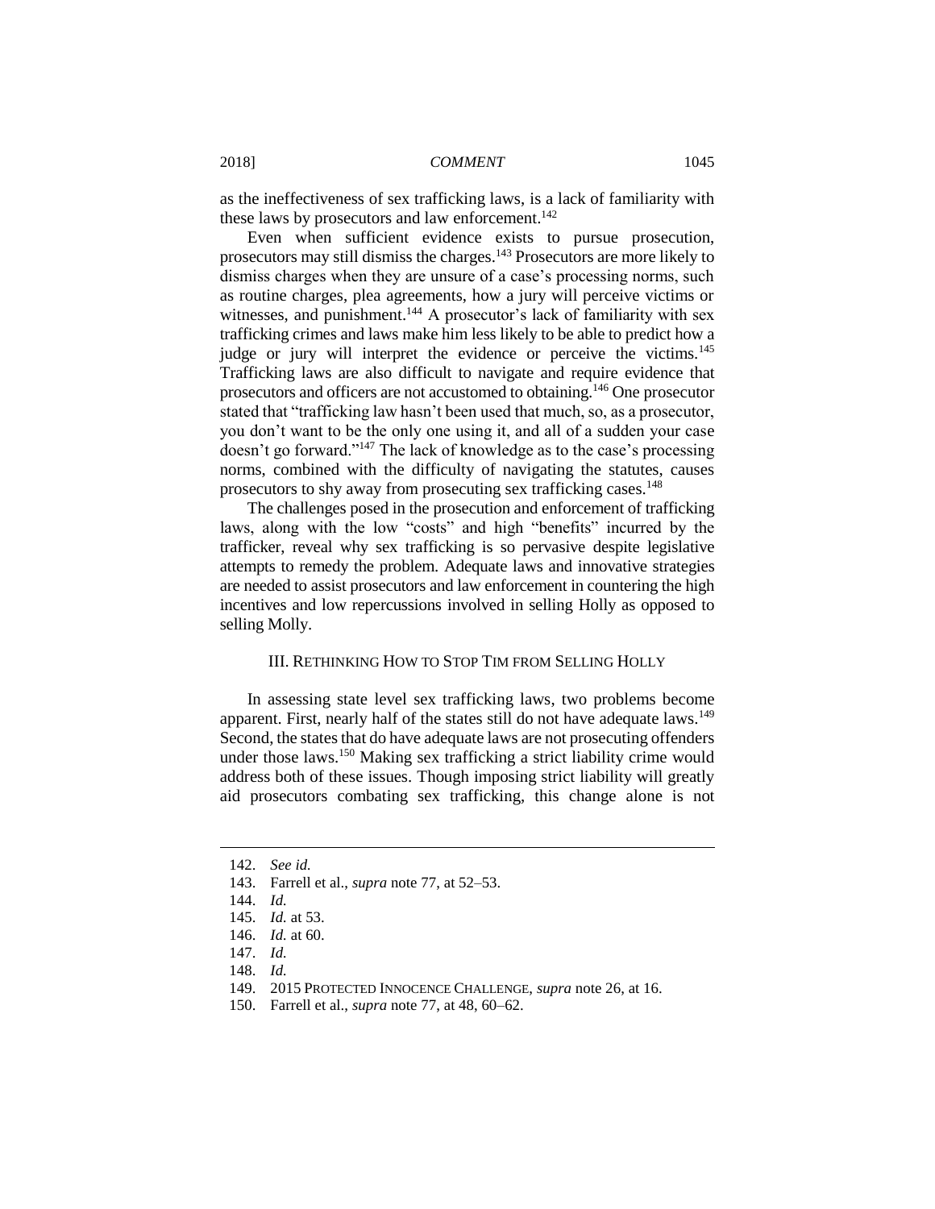as the ineffectiveness of sex trafficking laws, is a lack of familiarity with these laws by prosecutors and law enforcement.[142]

Even when sufficient evidence exists to pursue prosecution, prosecutors may still dismiss the charges.[143] Prosecutors are more likely to dismiss charges when they are unsure of a case's processing norms, such as routine charges, plea agreements, how a jury will perceive victims or witnesses, and punishment.[144] A prosecutor's lack of familiarity with sex trafficking crimes and laws make him less likely to be able to predict how a judge or jury will interpret the evidence or perceive the victims.[145] Trafficking laws are also difficult to navigate and require evidence that prosecutors and officers are not accustomed to obtaining.[146] One prosecutor stated that "trafficking law hasn't been used that much, so, as a prosecutor, you don't want to be the only one using it, and all of a sudden your case doesn't go forward."[147] The lack of knowledge as to the case's processing norms, combined with the difficulty of navigating the statutes, causes prosecutors to shy away from prosecuting sex trafficking cases.[148]

The challenges posed in the prosecution and enforcement of trafficking laws, along with the low "costs" and high "benefits" incurred by the trafficker, reveal why sex trafficking is so pervasive despite legislative attempts to remedy the problem. Adequate laws and innovative strategies are needed to assist prosecutors and law enforcement in countering the high incentives and low repercussions involved in selling Holly as opposed to selling Molly.

## III. RETHINKING HOW TO STOP TIM FROM SELLING HOLLY

In assessing state level sex trafficking laws, two problems become apparent. First, nearly half of the states still do not have adequate laws.[149] Second, the states that do have adequate laws are not prosecuting offenders under those laws.[150] Making sex trafficking a strict liability crime would address both of these issues. Though imposing strict liability will greatly aid prosecutors combating sex trafficking, this change alone is not

---

142. *See id.*
143. Farrell et al., *supra* note 77, at 52–53.
144. *Id.*
145. *Id.* at 53.
146. *Id.* at 60.
147. *Id.*
148. *Id.*
149. 2015 PROTECTED INNOCENCE CHALLENGE, *supra* note 26, at 16.
150. Farrell et al., *supra* note 77, at 48, 60–62.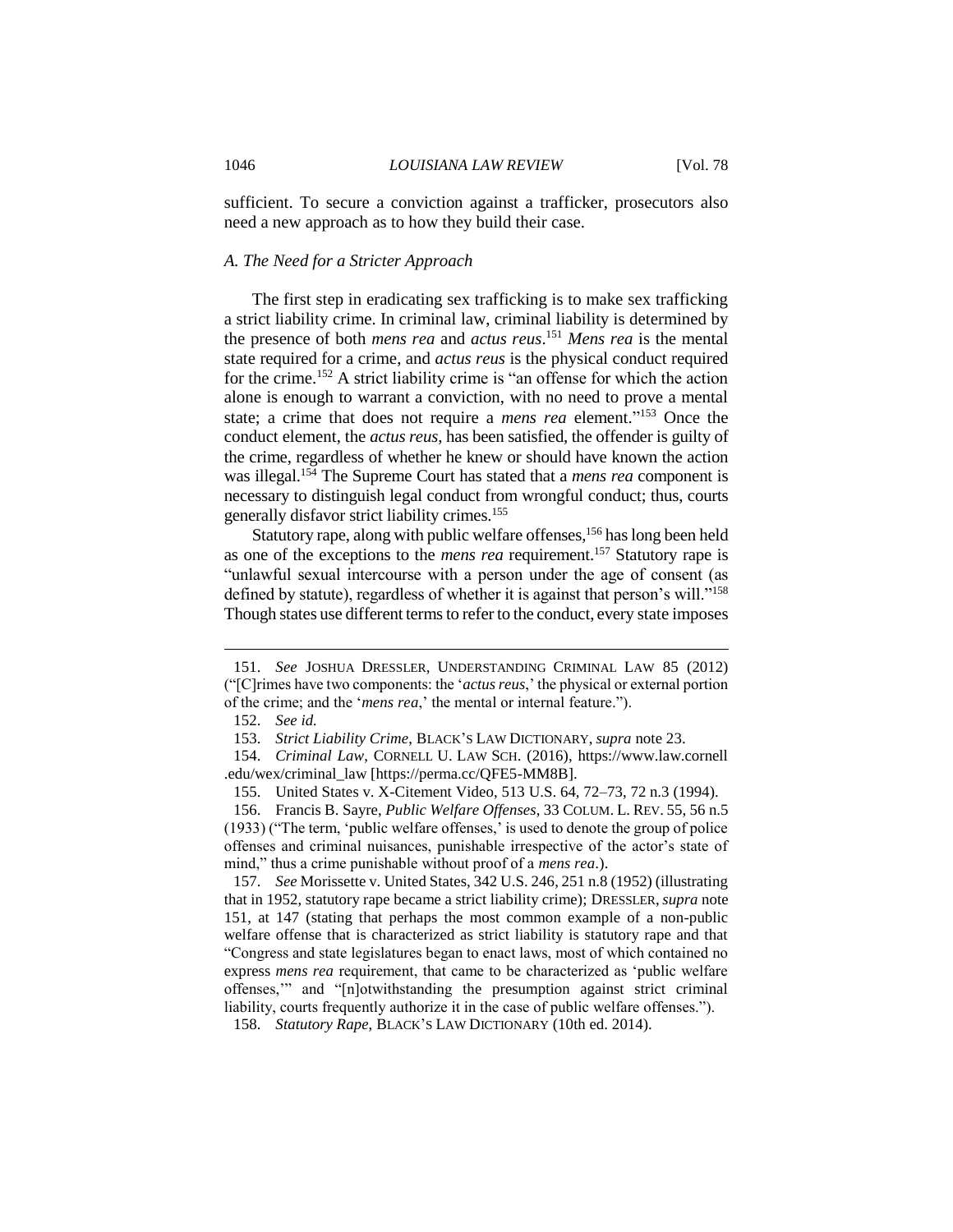sufficient. To secure a conviction against a trafficker, prosecutors also need a new approach as to how they build their case.

### *A. The Need for a Stricter Approach*

The first step in eradicating sex trafficking is to make sex trafficking a strict liability crime. In criminal law, criminal liability is determined by the presence of both *mens rea* and *actus reus*.[151] *Mens rea* is the mental state required for a crime, and *actus reus* is the physical conduct required for the crime.[152] A strict liability crime is "an offense for which the action alone is enough to warrant a conviction, with no need to prove a mental state; a crime that does not require a *mens rea* element."[153] Once the conduct element, the *actus reus*, has been satisfied, the offender is guilty of the crime, regardless of whether he knew or should have known the action was illegal.[154] The Supreme Court has stated that a *mens rea* component is necessary to distinguish legal conduct from wrongful conduct; thus, courts generally disfavor strict liability crimes.[155]

Statutory rape, along with public welfare offenses,[156] has long been held as one of the exceptions to the *mens rea* requirement.[157] Statutory rape is "unlawful sexual intercourse with a person under the age of consent (as defined by statute), regardless of whether it is against that person's will."[158] Though states use different terms to refer to the conduct, every state imposes

---

151. *See* JOSHUA DRESSLER, UNDERSTANDING CRIMINAL LAW 85 (2012) ("[C]rimes have two components: the '*actus reus*,' the physical or external portion of the crime; and the '*mens rea*,' the mental or internal feature.").

152. *See id.*

153. *Strict Liability Crime*, BLACK'S LAW DICTIONARY, *supra* note 23.

154. *Criminal Law*, CORNELL U. LAW SCH. (2016), https://www.law.cornell.edu/wex/criminal_law [https://perma.cc/QFE5-MM8B].

155. United States v. X-Citement Video, 513 U.S. 64, 72–73, 72 n.3 (1994).

156. Francis B. Sayre, *Public Welfare Offenses*, 33 COLUM. L. REV. 55, 56 n.5 (1933) ("The term, 'public welfare offenses,' is used to denote the group of police offenses and criminal nuisances, punishable irrespective of the actor's state of mind," thus a crime punishable without proof of a *mens rea*.).

157. *See* Morissette v. United States, 342 U.S. 246, 251 n.8 (1952) (illustrating that in 1952, statutory rape became a strict liability crime); DRESSLER, *supra* note 151, at 147 (stating that perhaps the most common example of a non-public welfare offense that is characterized as strict liability is statutory rape and that "Congress and state legislatures began to enact laws, most of which contained no express *mens rea* requirement, that came to be characterized as 'public welfare offenses,'" and "[n]otwithstanding the presumption against strict criminal liability, courts frequently authorize it in the case of public welfare offenses.").

158. *Statutory Rape*, BLACK'S LAW DICTIONARY (10th ed. 2014).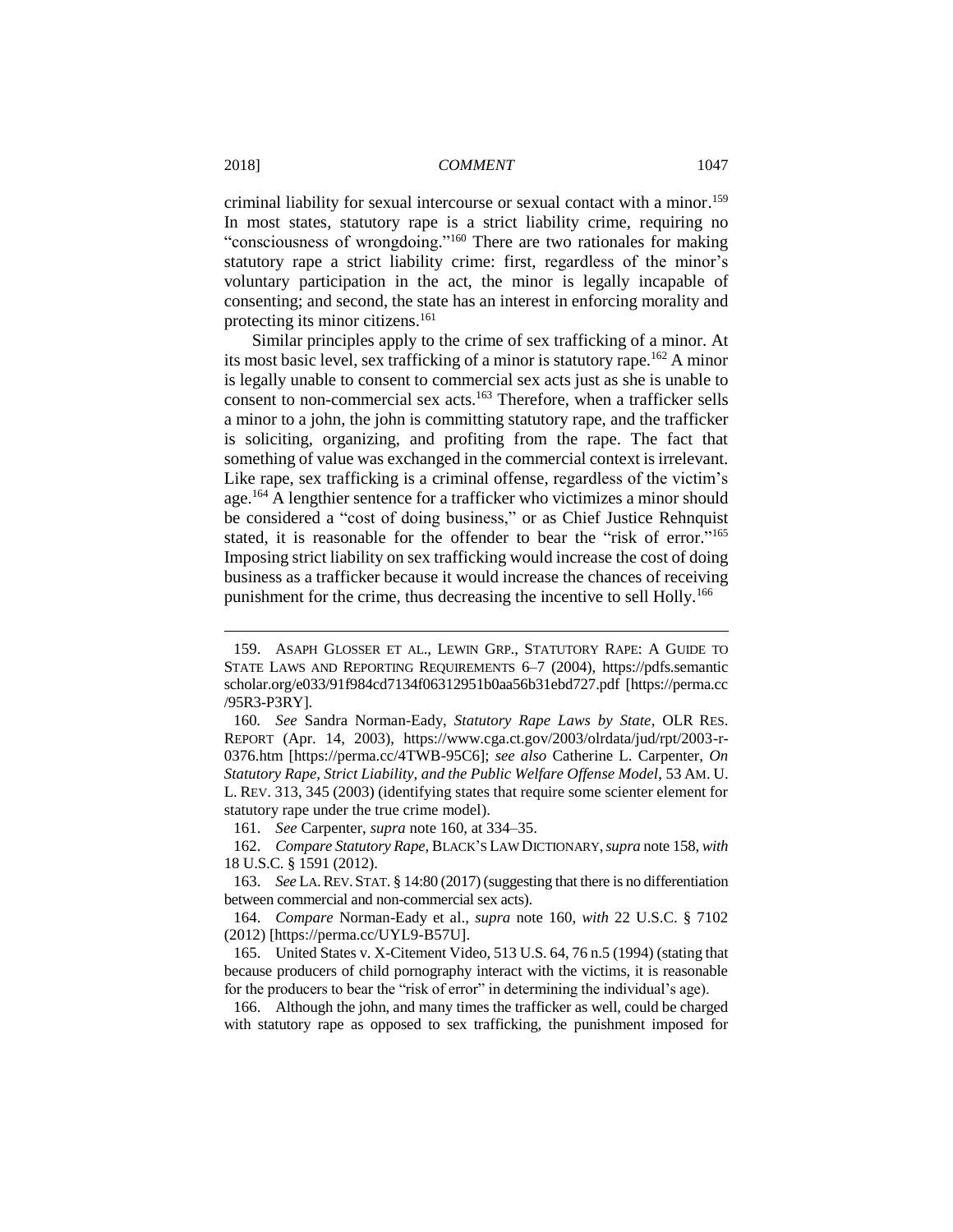criminal liability for sexual intercourse or sexual contact with a minor.[159] In most states, statutory rape is a strict liability crime, requiring no "consciousness of wrongdoing."[160] There are two rationales for making statutory rape a strict liability crime: first, regardless of the minor's voluntary participation in the act, the minor is legally incapable of consenting; and second, the state has an interest in enforcing morality and protecting its minor citizens.[161]

Similar principles apply to the crime of sex trafficking of a minor. At its most basic level, sex trafficking of a minor is statutory rape.[162] A minor is legally unable to consent to commercial sex acts just as she is unable to consent to non-commercial sex acts.[163] Therefore, when a trafficker sells a minor to a john, the john is committing statutory rape, and the trafficker is soliciting, organizing, and profiting from the rape. The fact that something of value was exchanged in the commercial context is irrelevant. Like rape, sex trafficking is a criminal offense, regardless of the victim's age.[164] A lengthier sentence for a trafficker who victimizes a minor should be considered a "cost of doing business," or as Chief Justice Rehnquist stated, it is reasonable for the offender to bear the "risk of error."[165] Imposing strict liability on sex trafficking would increase the cost of doing business as a trafficker because it would increase the chances of receiving punishment for the crime, thus decreasing the incentive to sell Holly.[166]

---

159. ASAPH GLOSSER ET AL., LEWIN GRP., STATUTORY RAPE: A GUIDE TO STATE LAWS AND REPORTING REQUIREMENTS 6–7 (2004), https://pdfs.semanticscholar.org/e033/91f984cd7134f06312951b0aa56b31ebd727.pdf [https://perma.cc/95R3-P3RY].

160. *See* Sandra Norman-Eady, *Statutory Rape Laws by State*, OLR RES. REPORT (Apr. 14, 2003), https://www.cga.ct.gov/2003/olrdata/jud/rpt/2003-r-0376.htm [https://perma.cc/4TWB-95C6]; *see also* Catherine L. Carpenter, *On Statutory Rape, Strict Liability, and the Public Welfare Offense Model*, 53 AM. U. L. REV. 313, 345 (2003) (identifying states that require some scienter element for statutory rape under the true crime model).

161. *See* Carpenter, *supra* note 160, at 334–35.

162. *Compare Statutory Rape*, BLACK'S LAW DICTIONARY, *supra* note 158, *with* 18 U.S.C. § 1591 (2012).

163. *See* LA. REV. STAT. § 14:80 (2017) (suggesting that there is no differentiation between commercial and non-commercial sex acts).

164. *Compare* Norman-Eady et al., *supra* note 160, *with* 22 U.S.C. § 7102 (2012) [https://perma.cc/UYL9-B57U].

165. United States v. X-Citement Video, 513 U.S. 64, 76 n.5 (1994) (stating that because producers of child pornography interact with the victims, it is reasonable for the producers to bear the "risk of error" in determining the individual's age).

166. Although the john, and many times the trafficker as well, could be charged with statutory rape as opposed to sex trafficking, the punishment imposed for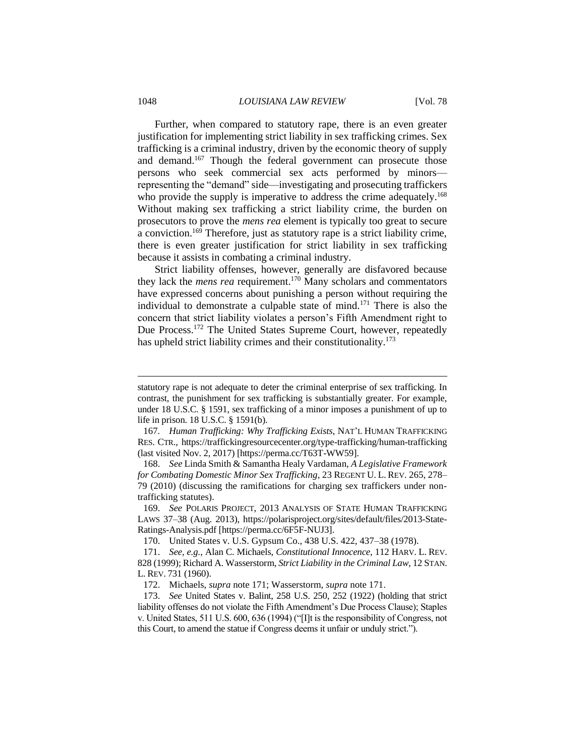Further, when compared to statutory rape, there is an even greater justification for implementing strict liability in sex trafficking crimes. Sex trafficking is a criminal industry, driven by the economic theory of supply and demand.[167] Though the federal government can prosecute those persons who seek commercial sex acts performed by minors—representing the "demand" side—investigating and prosecuting traffickers who provide the supply is imperative to address the crime adequately.[168] Without making sex trafficking a strict liability crime, the burden on prosecutors to prove the *mens rea* element is typically too great to secure a conviction.[169] Therefore, just as statutory rape is a strict liability crime, there is even greater justification for strict liability in sex trafficking because it assists in combating a criminal industry.

Strict liability offenses, however, generally are disfavored because they lack the *mens rea* requirement.[170] Many scholars and commentators have expressed concerns about punishing a person without requiring the individual to demonstrate a culpable state of mind.[171] There is also the concern that strict liability violates a person's Fifth Amendment right to Due Process.[172] The United States Supreme Court, however, repeatedly has upheld strict liability crimes and their constitutionality.[173]

---

statutory rape is not adequate to deter the criminal enterprise of sex trafficking. In contrast, the punishment for sex trafficking is substantially greater. For example, under 18 U.S.C. § 1591, sex trafficking of a minor imposes a punishment of up to life in prison. 18 U.S.C. § 1591(b).

167. *Human Trafficking: Why Trafficking Exists*, NAT'L HUMAN TRAFFICKING RES. CTR., https://traffickingresourcecenter.org/type-trafficking/human-trafficking (last visited Nov. 2, 2017) [https://perma.cc/T63T-WW59].

168. *See* Linda Smith & Samantha Healy Vardaman, *A Legislative Framework for Combating Domestic Minor Sex Trafficking*, 23 REGENT U. L. REV. 265, 278–79 (2010) (discussing the ramifications for charging sex traffickers under non-trafficking statutes).

169. *See* POLARIS PROJECT, 2013 ANALYSIS OF STATE HUMAN TRAFFICKING LAWS 37–38 (Aug. 2013), https://polarisproject.org/sites/default/files/2013-State-Ratings-Analysis.pdf [https://perma.cc/6F5F-NUJ3].

170. United States v. U.S. Gypsum Co., 438 U.S. 422, 437–38 (1978).

171. *See, e.g.*, Alan C. Michaels, *Constitutional Innocence*, 112 HARV. L. REV. 828 (1999); Richard A. Wasserstorm, *Strict Liability in the Criminal Law*, 12 STAN. L. REV. 731 (1960).

172. Michaels, *supra* note 171; Wasserstorm, *supra* note 171.

173. *See* United States v. Balint, 258 U.S. 250, 252 (1922) (holding that strict liability offenses do not violate the Fifth Amendment's Due Process Clause); Staples v. United States, 511 U.S. 600, 636 (1994) ("[I]t is the responsibility of Congress, not this Court, to amend the statue if Congress deems it unfair or unduly strict.").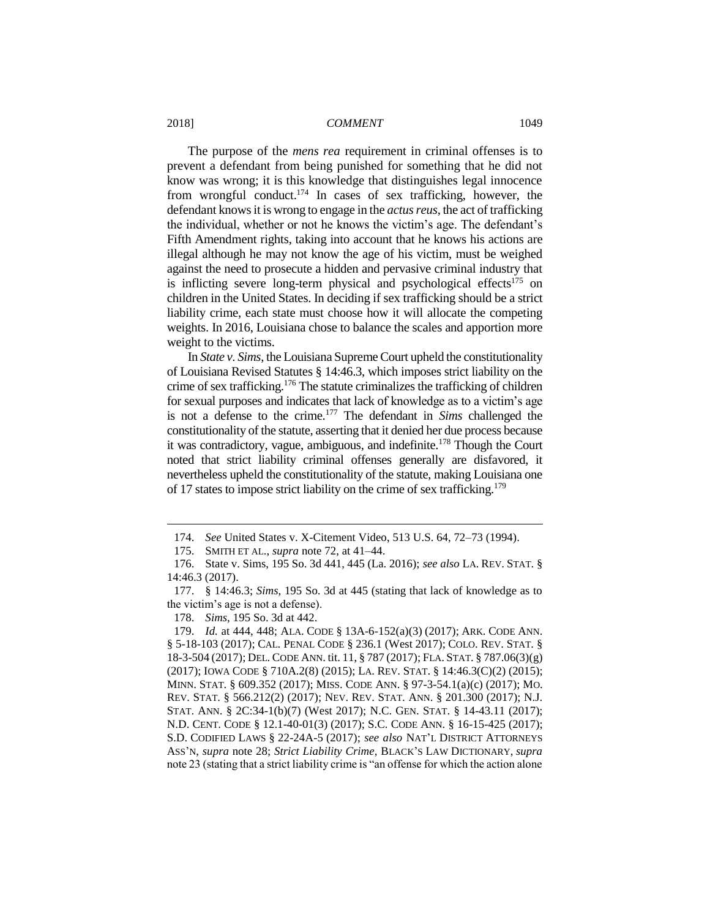The purpose of the *mens rea* requirement in criminal offenses is to prevent a defendant from being punished for something that he did not know was wrong; it is this knowledge that distinguishes legal innocence from wrongful conduct.[174] In cases of sex trafficking, however, the defendant knows it is wrong to engage in the *actus reus*, the act of trafficking the individual, whether or not he knows the victim's age. The defendant's Fifth Amendment rights, taking into account that he knows his actions are illegal although he may not know the age of his victim, must be weighed against the need to prosecute a hidden and pervasive criminal industry that is inflicting severe long-term physical and psychological effects[175] on children in the United States. In deciding if sex trafficking should be a strict liability crime, each state must choose how it will allocate the competing weights. In 2016, Louisiana chose to balance the scales and apportion more weight to the victims.

In *State v. Sims*, the Louisiana Supreme Court upheld the constitutionality of Louisiana Revised Statutes § 14:46.3, which imposes strict liability on the crime of sex trafficking.[176] The statute criminalizes the trafficking of children for sexual purposes and indicates that lack of knowledge as to a victim's age is not a defense to the crime.[177] The defendant in *Sims* challenged the constitutionality of the statute, asserting that it denied her due process because it was contradictory, vague, ambiguous, and indefinite.[178] Though the Court noted that strict liability criminal offenses generally are disfavored, it nevertheless upheld the constitutionality of the statute, making Louisiana one of 17 states to impose strict liability on the crime of sex trafficking.[179]

---

174. *See* United States v. X-Citement Video, 513 U.S. 64, 72–73 (1994).

175. SMITH ET AL., *supra* note 72, at 41–44.

176. State v. Sims, 195 So. 3d 441, 445 (La. 2016); *see also* LA. REV. STAT. § 14:46.3 (2017).

177. § 14:46.3; *Sims*, 195 So. 3d at 445 (stating that lack of knowledge as to the victim's age is not a defense).

178. *Sims*, 195 So. 3d at 442.

179. *Id.* at 444, 448; ALA. CODE § 13A-6-152(a)(3) (2017); ARK. CODE ANN. § 5-18-103 (2017); CAL. PENAL CODE § 236.1 (West 2017); COLO. REV. STAT. § 18-3-504 (2017); DEL. CODE ANN. tit. 11, § 787 (2017); FLA. STAT. § 787.06(3)(g) (2017); IOWA CODE § 710A.2(8) (2015); LA. REV. STAT. § 14:46.3(C)(2) (2015); MINN. STAT. § 609.352 (2017); MISS. CODE ANN. § 97-3-54.1(a)(c) (2017); MO. REV. STAT. § 566.212(2) (2017); NEV. REV. STAT. ANN. § 201.300 (2017); N.J. STAT. ANN. § 2C:34-1(b)(7) (West 2017); N.C. GEN. STAT. § 14-43.11 (2017); N.D. CENT. CODE § 12.1-40-01(3) (2017); S.C. CODE ANN. § 16-15-425 (2017); S.D. CODIFIED LAWS § 22-24A-5 (2017); *see also* NAT'L DISTRICT ATTORNEYS ASS'N, *supra* note 28; *Strict Liability Crime*, BLACK'S LAW DICTIONARY, *supra* note 23 (stating that a strict liability crime is "an offense for which the action alone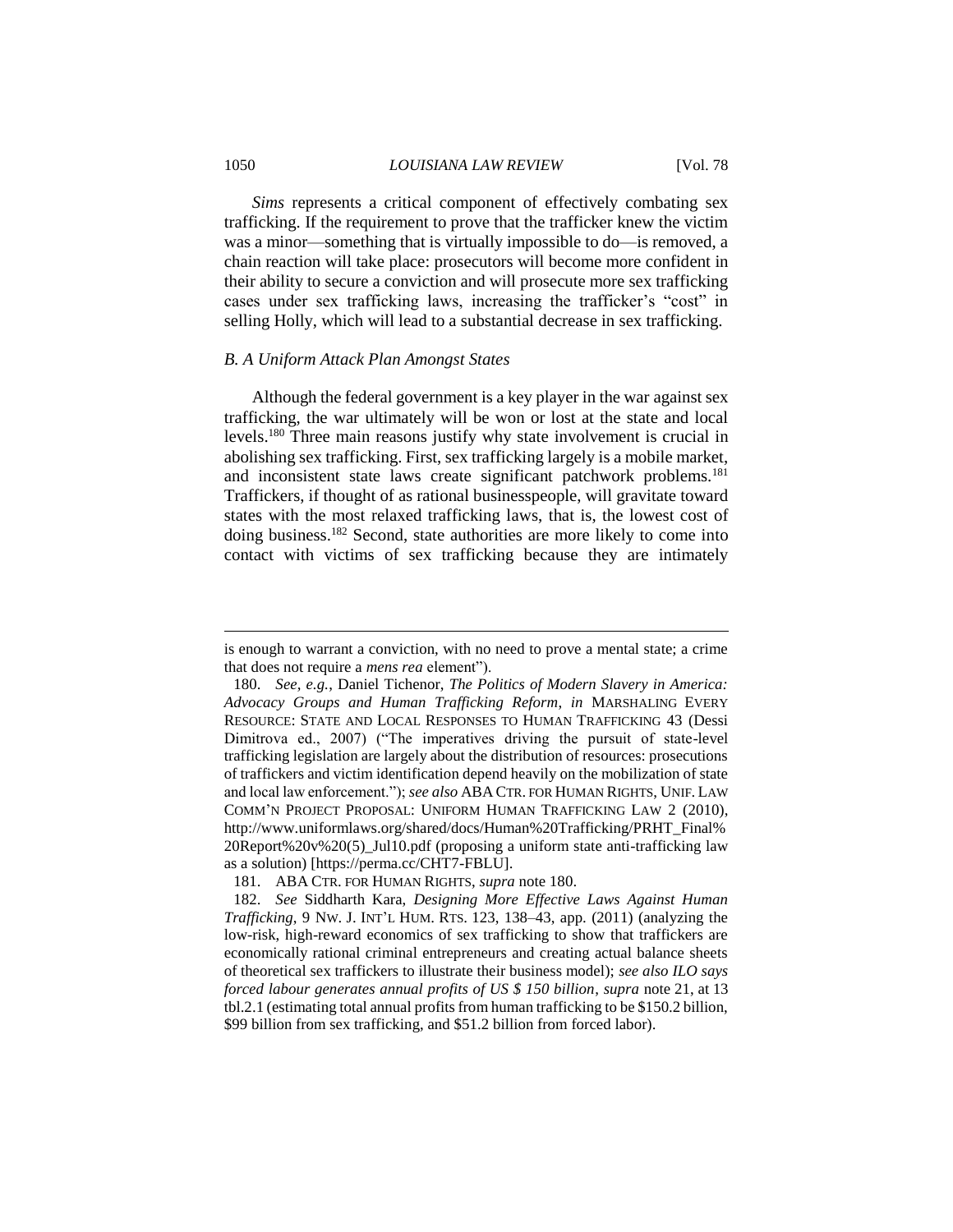*Sims* represents a critical component of effectively combating sex trafficking. If the requirement to prove that the trafficker knew the victim was a minor—something that is virtually impossible to do—is removed, a chain reaction will take place: prosecutors will become more confident in their ability to secure a conviction and will prosecute more sex trafficking cases under sex trafficking laws, increasing the trafficker's "cost" in selling Holly, which will lead to a substantial decrease in sex trafficking.

### *B. A Uniform Attack Plan Amongst States*

Although the federal government is a key player in the war against sex trafficking, the war ultimately will be won or lost at the state and local levels.[180] Three main reasons justify why state involvement is crucial in abolishing sex trafficking. First, sex trafficking largely is a mobile market, and inconsistent state laws create significant patchwork problems.[181] Traffickers, if thought of as rational businesspeople, will gravitate toward states with the most relaxed trafficking laws, that is, the lowest cost of doing business.[182] Second, state authorities are more likely to come into contact with victims of sex trafficking because they are intimately

---

is enough to warrant a conviction, with no need to prove a mental state; a crime that does not require a *mens rea* element").

180. *See, e.g.*, Daniel Tichenor, *The Politics of Modern Slavery in America: Advocacy Groups and Human Trafficking Reform*, *in* MARSHALING EVERY RESOURCE: STATE AND LOCAL RESPONSES TO HUMAN TRAFFICKING 43 (Dessi Dimitrova ed., 2007) ("The imperatives driving the pursuit of state-level trafficking legislation are largely about the distribution of resources: prosecutions of traffickers and victim identification depend heavily on the mobilization of state and local law enforcement."); *see also* ABA CTR. FOR HUMAN RIGHTS, UNIF. LAW COMM'N PROJECT PROPOSAL: UNIFORM HUMAN TRAFFICKING LAW 2 (2010), http://www.uniformlaws.org/shared/docs/Human%20Trafficking/PRHT_Final%20Report%20v%20(5)_Jul10.pdf (proposing a uniform state anti-trafficking law as a solution) [https://perma.cc/CHT7-FBLU].

181. ABA CTR. FOR HUMAN RIGHTS, *supra* note 180.

182. *See* Siddharth Kara, *Designing More Effective Laws Against Human Trafficking*, 9 NW. J. INT'L HUM. RTS. 123, 138–43, app. (2011) (analyzing the low-risk, high-reward economics of sex trafficking to show that traffickers are economically rational criminal entrepreneurs and creating actual balance sheets of theoretical sex traffickers to illustrate their business model); *see also ILO says forced labour generates annual profits of US $ 150 billion*, *supra* note 21, at 13 tbl.2.1 (estimating total annual profits from human trafficking to be $150.2 billion, $99 billion from sex trafficking, and $51.2 billion from forced labor).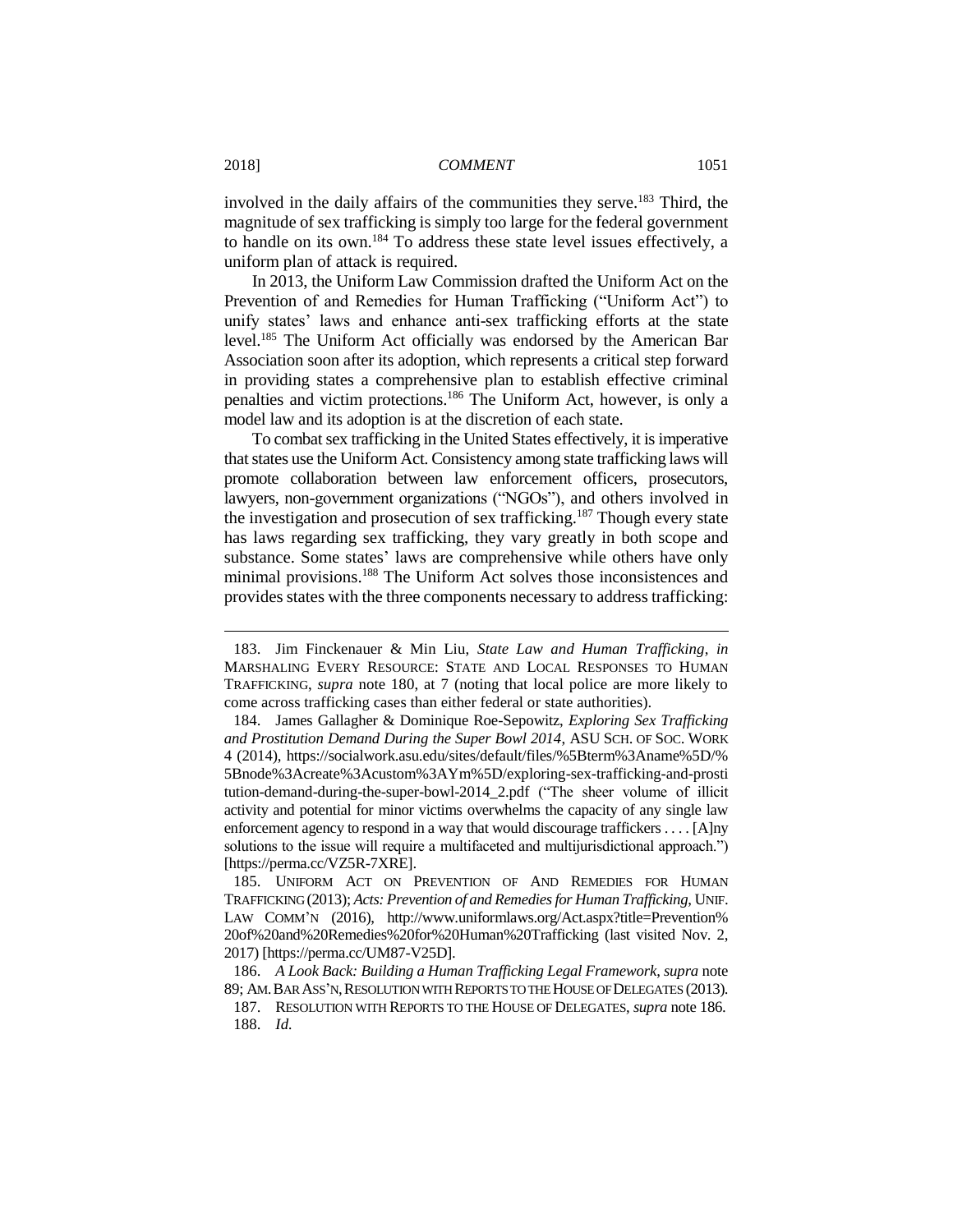involved in the daily affairs of the communities they serve.[183] Third, the magnitude of sex trafficking is simply too large for the federal government to handle on its own.[184] To address these state level issues effectively, a uniform plan of attack is required.

In 2013, the Uniform Law Commission drafted the Uniform Act on the Prevention of and Remedies for Human Trafficking ("Uniform Act") to unify states' laws and enhance anti-sex trafficking efforts at the state level.[185] The Uniform Act officially was endorsed by the American Bar Association soon after its adoption, which represents a critical step forward in providing states a comprehensive plan to establish effective criminal penalties and victim protections.[186] The Uniform Act, however, is only a model law and its adoption is at the discretion of each state.

To combat sex trafficking in the United States effectively, it is imperative that states use the Uniform Act. Consistency among state trafficking laws will promote collaboration between law enforcement officers, prosecutors, lawyers, non-government organizations ("NGOs"), and others involved in the investigation and prosecution of sex trafficking.[187] Though every state has laws regarding sex trafficking, they vary greatly in both scope and substance. Some states' laws are comprehensive while others have only minimal provisions.[188] The Uniform Act solves those inconsistences and provides states with the three components necessary to address trafficking:

---

183. Jim Finckenauer & Min Liu, *State Law and Human Trafficking*, *in* MARSHALING EVERY RESOURCE: STATE AND LOCAL RESPONSES TO HUMAN TRAFFICKING, *supra* note 180, at 7 (noting that local police are more likely to come across trafficking cases than either federal or state authorities).

184. James Gallagher & Dominique Roe-Sepowitz, *Exploring Sex Trafficking and Prostitution Demand During the Super Bowl 2014*, ASU SCH. OF SOC. WORK 4 (2014), https://socialwork.asu.edu/sites/default/files/%5Bterm%3Aname%5D/%5Bnode%3Acreate%3Acustom%3AYm%5D/exploring-sex-trafficking-and-prostitution-demand-during-the-super-bowl-2014_2.pdf ("The sheer volume of illicit activity and potential for minor victims overwhelms the capacity of any single law enforcement agency to respond in a way that would discourage traffickers . . . . [A]ny solutions to the issue will require a multifaceted and multijurisdictional approach.") [https://perma.cc/VZ5R-7XRE].

185. UNIFORM ACT ON PREVENTION OF AND REMEDIES FOR HUMAN TRAFFICKING (2013); *Acts: Prevention of and Remedies for Human Trafficking*, UNIF. LAW COMM'N (2016), http://www.uniformlaws.org/Act.aspx?title=Prevention%20of%20and%20Remedies%20for%20Human%20Trafficking (last visited Nov. 2, 2017) [https://perma.cc/UM87-V25D].

186. *A Look Back: Building a Human Trafficking Legal Framework*, *supra* note 89; AM. BAR ASS'N, RESOLUTION WITH REPORTS TO THE HOUSE OF DELEGATES (2013).

187. RESOLUTION WITH REPORTS TO THE HOUSE OF DELEGATES, *supra* note 186.

188. *Id.*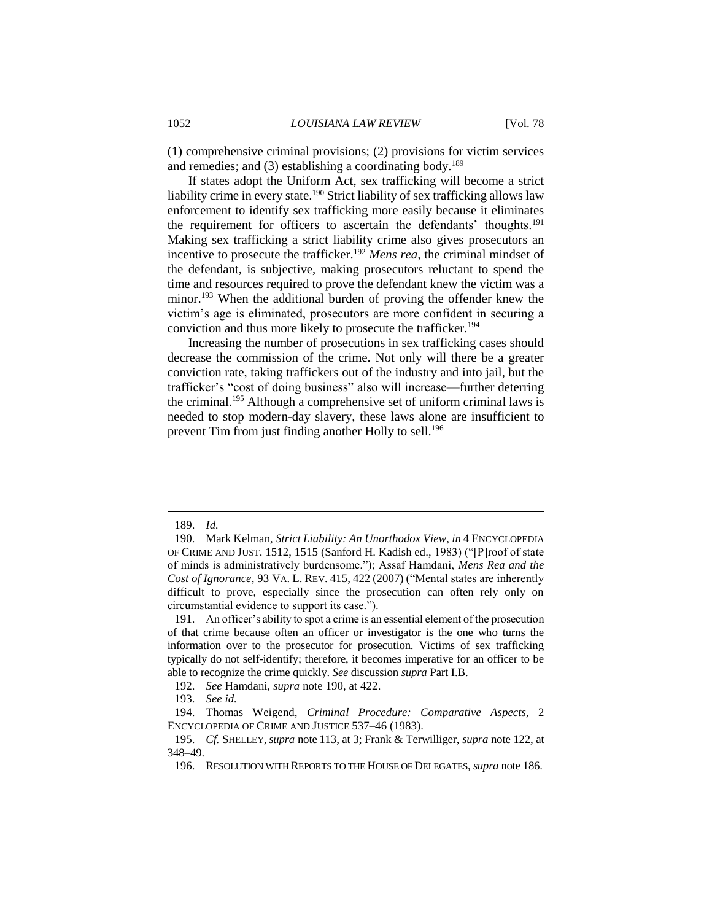(1) comprehensive criminal provisions; (2) provisions for victim services and remedies; and (3) establishing a coordinating body.[189]

If states adopt the Uniform Act, sex trafficking will become a strict liability crime in every state.[190] Strict liability of sex trafficking allows law enforcement to identify sex trafficking more easily because it eliminates the requirement for officers to ascertain the defendants' thoughts.[191] Making sex trafficking a strict liability crime also gives prosecutors an incentive to prosecute the trafficker.[192] *Mens rea*, the criminal mindset of the defendant, is subjective, making prosecutors reluctant to spend the time and resources required to prove the defendant knew the victim was a minor.[193] When the additional burden of proving the offender knew the victim's age is eliminated, prosecutors are more confident in securing a conviction and thus more likely to prosecute the trafficker.[194]

Increasing the number of prosecutions in sex trafficking cases should decrease the commission of the crime. Not only will there be a greater conviction rate, taking traffickers out of the industry and into jail, but the trafficker's "cost of doing business" also will increase—further deterring the criminal.[195] Although a comprehensive set of uniform criminal laws is needed to stop modern-day slavery, these laws alone are insufficient to prevent Tim from just finding another Holly to sell.[196]

---

189. *Id.*

190. Mark Kelman, *Strict Liability: An Unorthodox View*, *in* 4 ENCYCLOPEDIA OF CRIME AND JUST. 1512, 1515 (Sanford H. Kadish ed., 1983) ("[P]roof of state of minds is administratively burdensome."); Assaf Hamdani, *Mens Rea and the Cost of Ignorance*, 93 VA. L. REV. 415, 422 (2007) ("Mental states are inherently difficult to prove, especially since the prosecution can often rely only on circumstantial evidence to support its case.").

191. An officer's ability to spot a crime is an essential element of the prosecution of that crime because often an officer or investigator is the one who turns the information over to the prosecutor for prosecution. Victims of sex trafficking typically do not self-identify; therefore, it becomes imperative for an officer to be able to recognize the crime quickly. *See* discussion *supra* Part I.B.

192. *See* Hamdani, *supra* note 190, at 422.

193. *See id.*

194. Thomas Weigend, *Criminal Procedure: Comparative Aspects*, 2 ENCYCLOPEDIA OF CRIME AND JUSTICE 537–46 (1983).

195. *Cf.* SHELLEY, *supra* note 113, at 3; Frank & Terwilliger, *supra* note 122, at 348–49.

196. RESOLUTION WITH REPORTS TO THE HOUSE OF DELEGATES, *supra* note 186.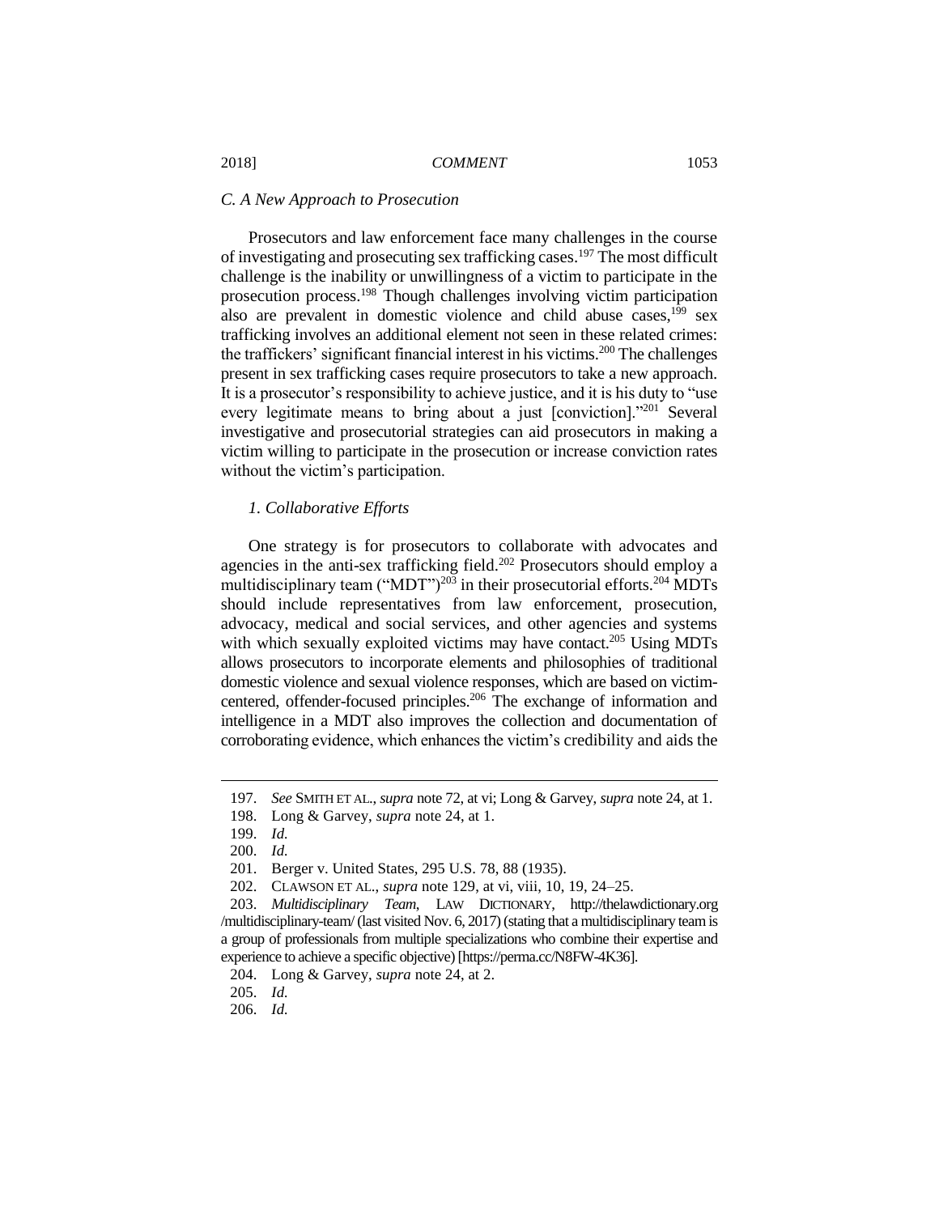### C. A New Approach to Prosecution

Prosecutors and law enforcement face many challenges in the course of investigating and prosecuting sex trafficking cases.[197] The most difficult challenge is the inability or unwillingness of a victim to participate in the prosecution process.[198] Though challenges involving victim participation also are prevalent in domestic violence and child abuse cases,[199] sex trafficking involves an additional element not seen in these related crimes: the traffickers' significant financial interest in his victims.[200] The challenges present in sex trafficking cases require prosecutors to take a new approach. It is a prosecutor's responsibility to achieve justice, and it is his duty to "use every legitimate means to bring about a just [conviction]."[201] Several investigative and prosecutorial strategies can aid prosecutors in making a victim willing to participate in the prosecution or increase conviction rates without the victim's participation.

#### 1. Collaborative Efforts

One strategy is for prosecutors to collaborate with advocates and agencies in the anti-sex trafficking field.[202] Prosecutors should employ a multidisciplinary team ("MDT")[203] in their prosecutorial efforts.[204] MDTs should include representatives from law enforcement, prosecution, advocacy, medical and social services, and other agencies and systems with which sexually exploited victims may have contact.[205] Using MDTs allows prosecutors to incorporate elements and philosophies of traditional domestic violence and sexual violence responses, which are based on victim-centered, offender-focused principles.[206] The exchange of information and intelligence in a MDT also improves the collection and documentation of corroborating evidence, which enhances the victim's credibility and aids the

---

197. *See* SMITH ET AL., *supra* note 72, at vi; Long & Garvey, *supra* note 24, at 1.

198. Long & Garvey, *supra* note 24, at 1.

199. *Id.*

200. *Id.*

201. Berger v. United States, 295 U.S. 78, 88 (1935).

202. CLAWSON ET AL., *supra* note 129, at vi, viii, 10, 19, 24–25.

203. *Multidisciplinary Team*, LAW DICTIONARY, http://thelawdictionary.org/multidisciplinary-team/ (last visited Nov. 6, 2017) (stating that a multidisciplinary team is a group of professionals from multiple specializations who combine their expertise and experience to achieve a specific objective) [https://perma.cc/N8FW-4K36].

204. Long & Garvey, *supra* note 24, at 2.

205. *Id.*

206. *Id.*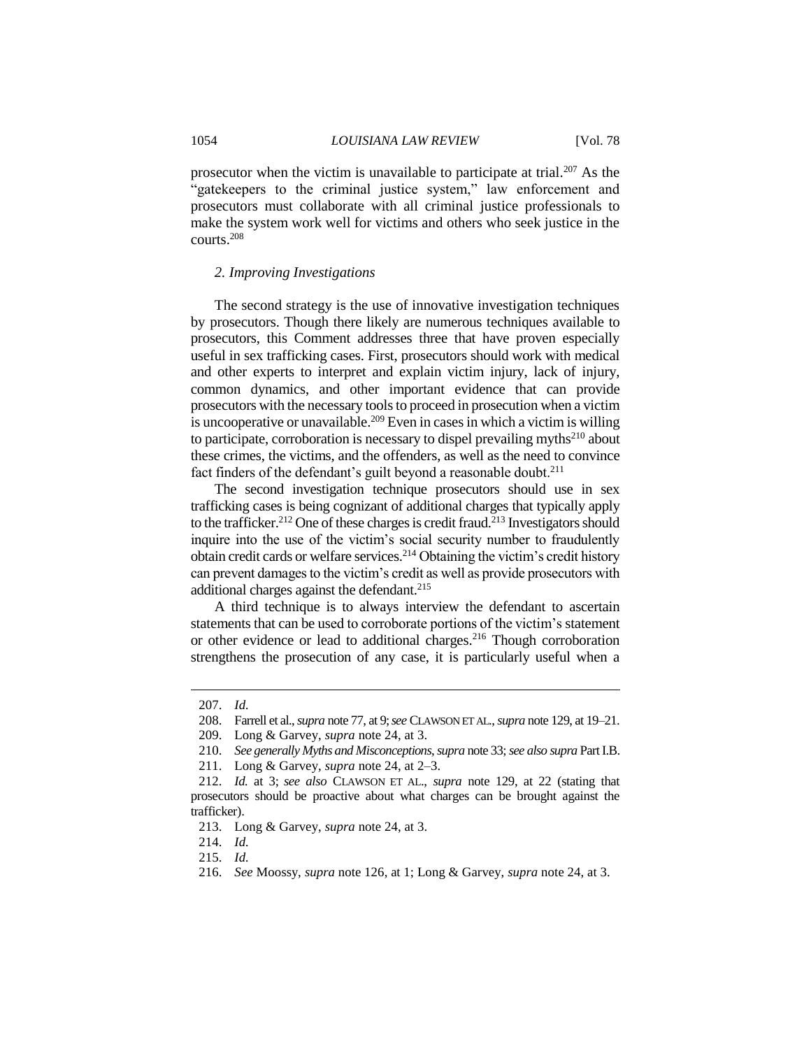prosecutor when the victim is unavailable to participate at trial.[207] As the "gatekeepers to the criminal justice system," law enforcement and prosecutors must collaborate with all criminal justice professionals to make the system work well for victims and others who seek justice in the courts.[208]

### *2. Improving Investigations*

The second strategy is the use of innovative investigation techniques by prosecutors. Though there likely are numerous techniques available to prosecutors, this Comment addresses three that have proven especially useful in sex trafficking cases. First, prosecutors should work with medical and other experts to interpret and explain victim injury, lack of injury, common dynamics, and other important evidence that can provide prosecutors with the necessary tools to proceed in prosecution when a victim is uncooperative or unavailable.[209] Even in cases in which a victim is willing to participate, corroboration is necessary to dispel prevailing myths[210] about these crimes, the victims, and the offenders, as well as the need to convince fact finders of the defendant's guilt beyond a reasonable doubt.[211]

The second investigation technique prosecutors should use in sex trafficking cases is being cognizant of additional charges that typically apply to the trafficker.[212] One of these charges is credit fraud.[213] Investigators should inquire into the use of the victim's social security number to fraudulently obtain credit cards or welfare services.[214] Obtaining the victim's credit history can prevent damages to the victim's credit as well as provide prosecutors with additional charges against the defendant.[215]

A third technique is to always interview the defendant to ascertain statements that can be used to corroborate portions of the victim's statement or other evidence or lead to additional charges.[216] Though corroboration strengthens the prosecution of any case, it is particularly useful when a

---

207. *Id.*

208. Farrell et al., *supra* note 77, at 9; *see* CLAWSON ET AL., *supra* note 129, at 19–21.

209. Long & Garvey, *supra* note 24, at 3.

210. *See generally Myths and Misconceptions*, *supra* note 33; *see also supra* Part I.B.

211. Long & Garvey, *supra* note 24, at 2–3.

212. *Id.* at 3; *see also* CLAWSON ET AL., *supra* note 129, at 22 (stating that prosecutors should be proactive about what charges can be brought against the trafficker).

213. Long & Garvey, *supra* note 24, at 3.

214. *Id.*

215. *Id.*

216. *See* Moossy, *supra* note 126, at 1; Long & Garvey, *supra* note 24, at 3.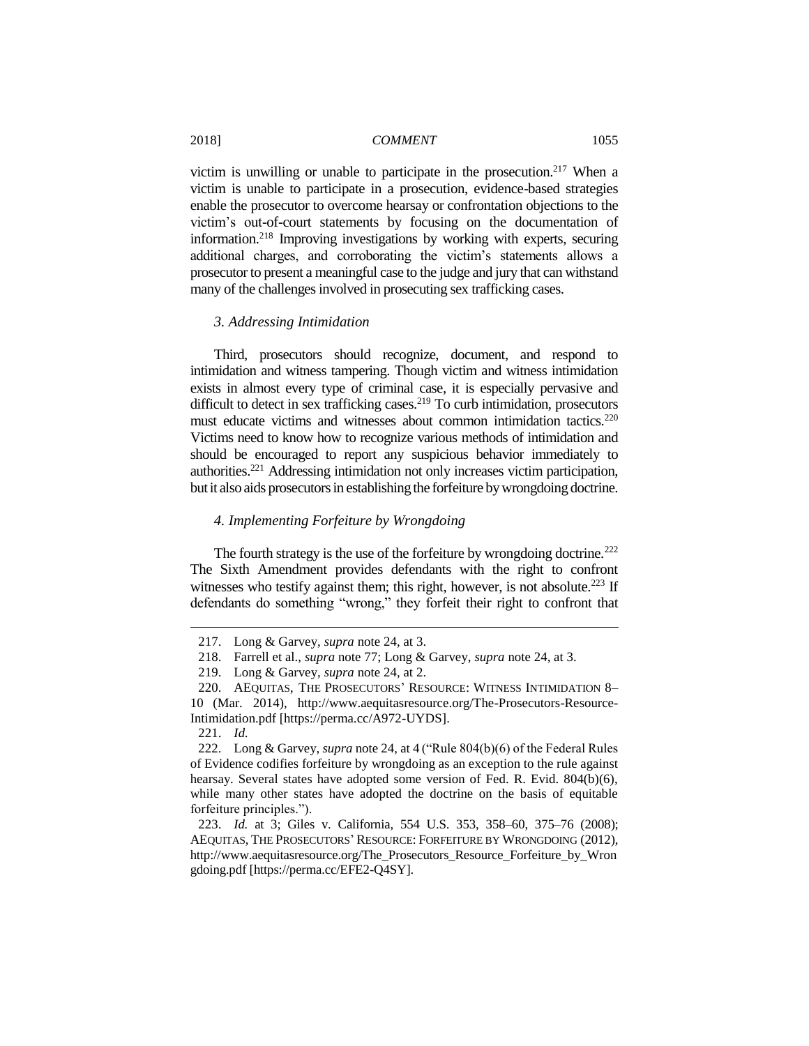victim is unwilling or unable to participate in the prosecution.[217] When a victim is unable to participate in a prosecution, evidence-based strategies enable the prosecutor to overcome hearsay or confrontation objections to the victim's out-of-court statements by focusing on the documentation of information.[218] Improving investigations by working with experts, securing additional charges, and corroborating the victim's statements allows a prosecutor to present a meaningful case to the judge and jury that can withstand many of the challenges involved in prosecuting sex trafficking cases.

### *3. Addressing Intimidation*

Third, prosecutors should recognize, document, and respond to intimidation and witness tampering. Though victim and witness intimidation exists in almost every type of criminal case, it is especially pervasive and difficult to detect in sex trafficking cases.[219] To curb intimidation, prosecutors must educate victims and witnesses about common intimidation tactics.[220] Victims need to know how to recognize various methods of intimidation and should be encouraged to report any suspicious behavior immediately to authorities.[221] Addressing intimidation not only increases victim participation, but it also aids prosecutors in establishing the forfeiture by wrongdoing doctrine.

### *4. Implementing Forfeiture by Wrongdoing*

The fourth strategy is the use of the forfeiture by wrongdoing doctrine.[222] The Sixth Amendment provides defendants with the right to confront witnesses who testify against them; this right, however, is not absolute.[223] If defendants do something "wrong," they forfeit their right to confront that

---

217. Long & Garvey, *supra* note 24, at 3.

218. Farrell et al., *supra* note 77; Long & Garvey, *supra* note 24, at 3.

219. Long & Garvey, *supra* note 24, at 2.

220. AEQUITAS, THE PROSECUTORS' RESOURCE: WITNESS INTIMIDATION 8–10 (Mar. 2014), http://www.aequitasresource.org/The-Prosecutors-Resource-Intimidation.pdf [https://perma.cc/A972-UYDS].

221. *Id.*

222. Long & Garvey, *supra* note 24, at 4 ("Rule 804(b)(6) of the Federal Rules of Evidence codifies forfeiture by wrongdoing as an exception to the rule against hearsay. Several states have adopted some version of Fed. R. Evid. 804(b)(6), while many other states have adopted the doctrine on the basis of equitable forfeiture principles.").

223. *Id.* at 3; Giles v. California, 554 U.S. 353, 358–60, 375–76 (2008); AEQUITAS, THE PROSECUTORS' RESOURCE: FORFEITURE BY WRONGDOING (2012), http://www.aequitasresource.org/The_Prosecutors_Resource_Forfeiture_by_Wrongdoing.pdf [https://perma.cc/EFE2-Q4SY].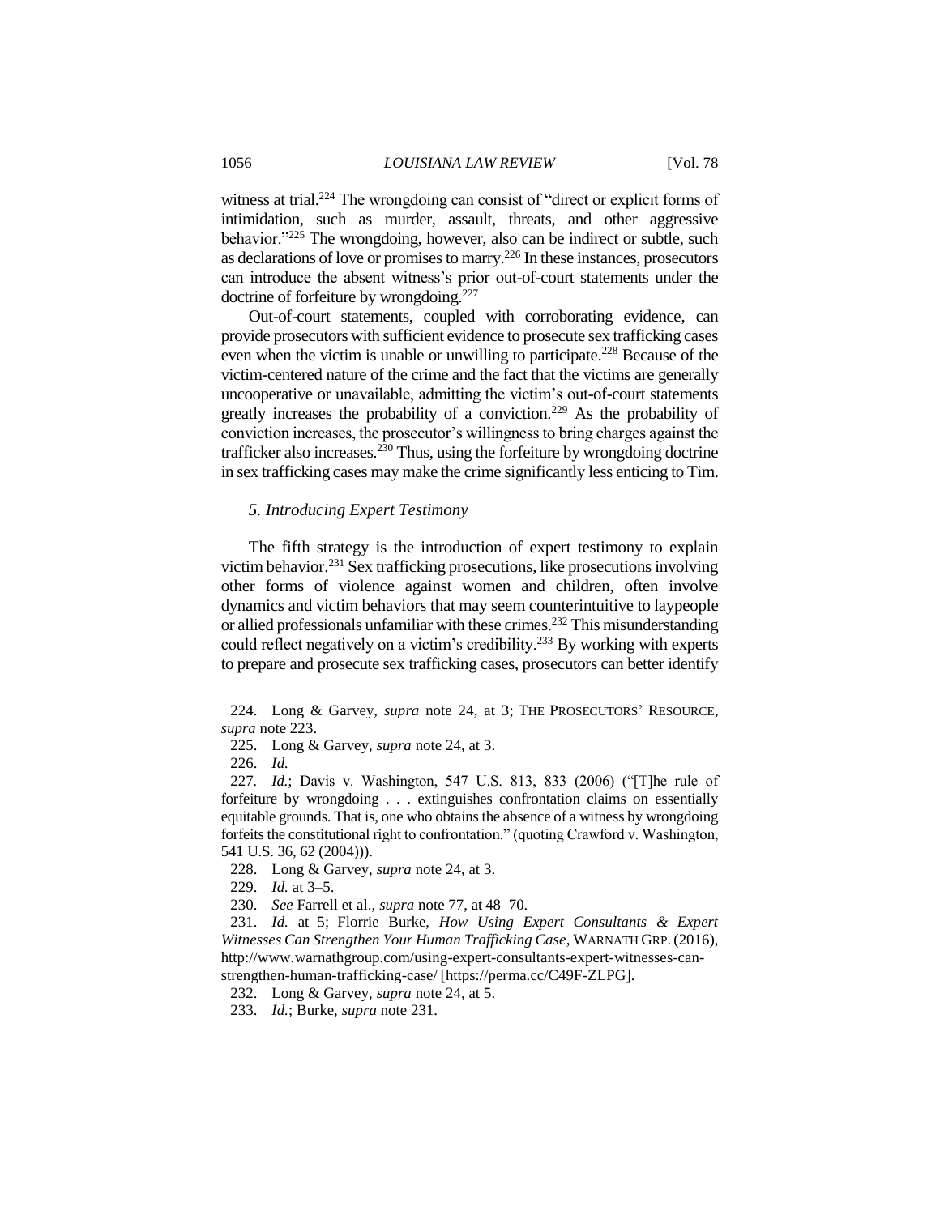witness at trial.[224] The wrongdoing can consist of "direct or explicit forms of intimidation, such as murder, assault, threats, and other aggressive behavior."[225] The wrongdoing, however, also can be indirect or subtle, such as declarations of love or promises to marry.[226] In these instances, prosecutors can introduce the absent witness's prior out-of-court statements under the doctrine of forfeiture by wrongdoing.[227]

Out-of-court statements, coupled with corroborating evidence, can provide prosecutors with sufficient evidence to prosecute sex trafficking cases even when the victim is unable or unwilling to participate.[228] Because of the victim-centered nature of the crime and the fact that the victims are generally uncooperative or unavailable, admitting the victim's out-of-court statements greatly increases the probability of a conviction.[229] As the probability of conviction increases, the prosecutor's willingness to bring charges against the trafficker also increases.[230] Thus, using the forfeiture by wrongdoing doctrine in sex trafficking cases may make the crime significantly less enticing to Tim.

### *5. Introducing Expert Testimony*

The fifth strategy is the introduction of expert testimony to explain victim behavior.[231] Sex trafficking prosecutions, like prosecutions involving other forms of violence against women and children, often involve dynamics and victim behaviors that may seem counterintuitive to laypeople or allied professionals unfamiliar with these crimes.[232] This misunderstanding could reflect negatively on a victim's credibility.[233] By working with experts to prepare and prosecute sex trafficking cases, prosecutors can better identify

---

224. Long & Garvey, *supra* note 24, at 3; THE PROSECUTORS' RESOURCE, *supra* note 223.

225. Long & Garvey, *supra* note 24, at 3.

226. *Id.*

227. *Id.*; Davis v. Washington, 547 U.S. 813, 833 (2006) ("[T]he rule of forfeiture by wrongdoing . . . extinguishes confrontation claims on essentially equitable grounds. That is, one who obtains the absence of a witness by wrongdoing forfeits the constitutional right to confrontation." (quoting Crawford v. Washington, 541 U.S. 36, 62 (2004))).

228. Long & Garvey, *supra* note 24, at 3.

229. *Id.* at 3–5.

230. *See* Farrell et al., *supra* note 77, at 48–70.

231. *Id.* at 5; Florrie Burke, *How Using Expert Consultants & Expert Witnesses Can Strengthen Your Human Trafficking Case*, WARNATH GRP. (2016), http://www.warnathgroup.com/using-expert-consultants-expert-witnesses-can-strengthen-human-trafficking-case/ [https://perma.cc/C49F-ZLPG].

232. Long & Garvey, *supra* note 24, at 5.

233. *Id.*; Burke, *supra* note 231.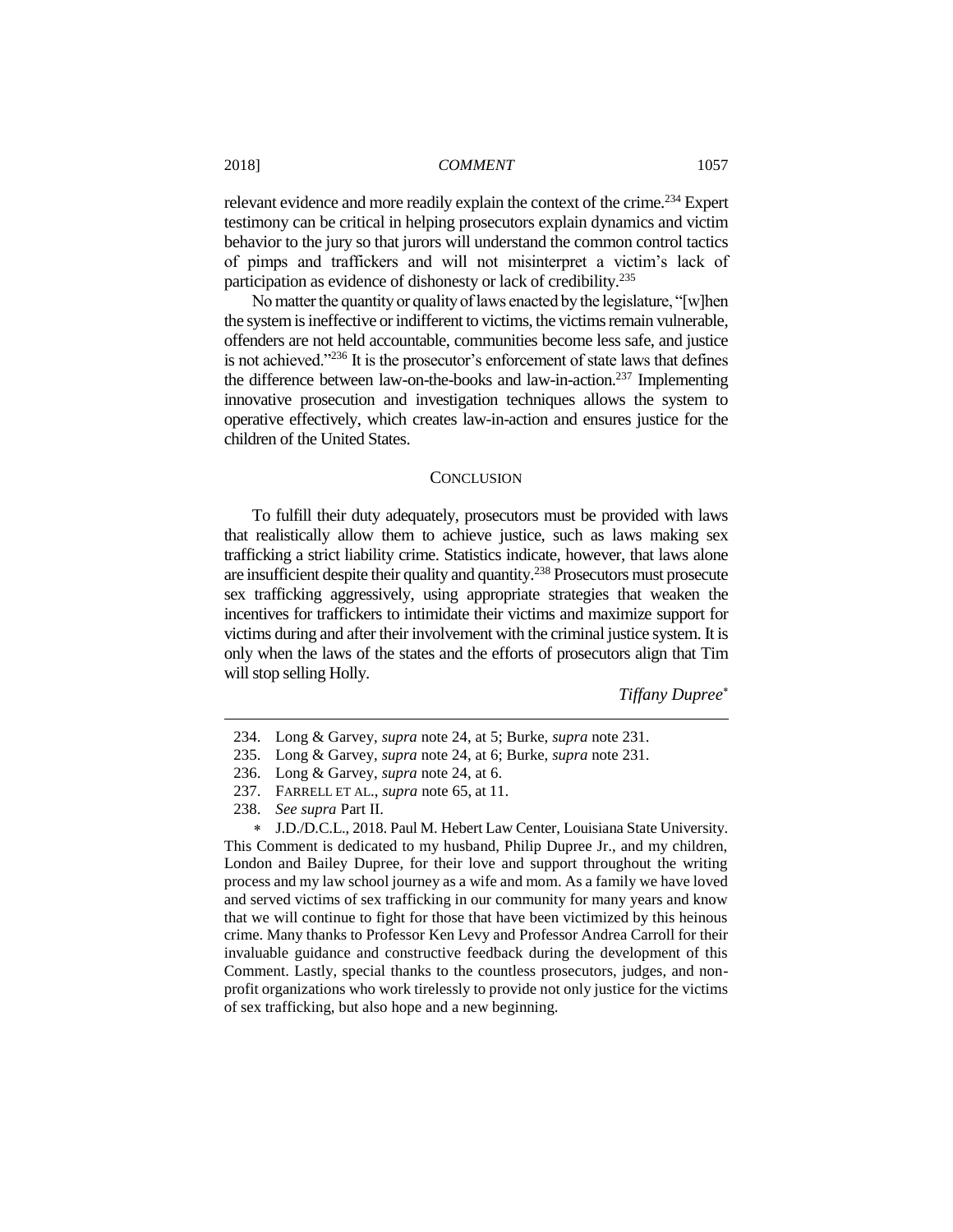relevant evidence and more readily explain the context of the crime.[234] Expert testimony can be critical in helping prosecutors explain dynamics and victim behavior to the jury so that jurors will understand the common control tactics of pimps and traffickers and will not misinterpret a victim's lack of participation as evidence of dishonesty or lack of credibility.[235]

No matter the quantity or quality of laws enacted by the legislature, "[w]hen the system is ineffective or indifferent to victims, the victims remain vulnerable, offenders are not held accountable, communities become less safe, and justice is not achieved."[236] It is the prosecutor's enforcement of state laws that defines the difference between law-on-the-books and law-in-action.[237] Implementing innovative prosecution and investigation techniques allows the system to operative effectively, which creates law-in-action and ensures justice for the children of the United States.

## CONCLUSION

To fulfill their duty adequately, prosecutors must be provided with laws that realistically allow them to achieve justice, such as laws making sex trafficking a strict liability crime. Statistics indicate, however, that laws alone are insufficient despite their quality and quantity.[238] Prosecutors must prosecute sex trafficking aggressively, using appropriate strategies that weaken the incentives for traffickers to intimidate their victims and maximize support for victims during and after their involvement with the criminal justice system. It is only when the laws of the states and the efforts of prosecutors align that Tim will stop selling Holly.

*Tiffany Dupree*[*]

---

234. Long & Garvey, *supra* note 24, at 5; Burke, *supra* note 231.

235. Long & Garvey, *supra* note 24, at 6; Burke, *supra* note 231.

236. Long & Garvey, *supra* note 24, at 6.

237. FARRELL ET AL., *supra* note 65, at 11.

238. *See supra* Part II.

[*] J.D./D.C.L., 2018. Paul M. Hebert Law Center, Louisiana State University. This Comment is dedicated to my husband, Philip Dupree Jr., and my children, London and Bailey Dupree, for their love and support throughout the writing process and my law school journey as a wife and mom. As a family we have loved and served victims of sex trafficking in our community for many years and know that we will continue to fight for those that have been victimized by this heinous crime. Many thanks to Professor Ken Levy and Professor Andrea Carroll for their invaluable guidance and constructive feedback during the development of this Comment. Lastly, special thanks to the countless prosecutors, judges, and non-profit organizations who work tirelessly to provide not only justice for the victims of sex trafficking, but also hope and a new beginning.